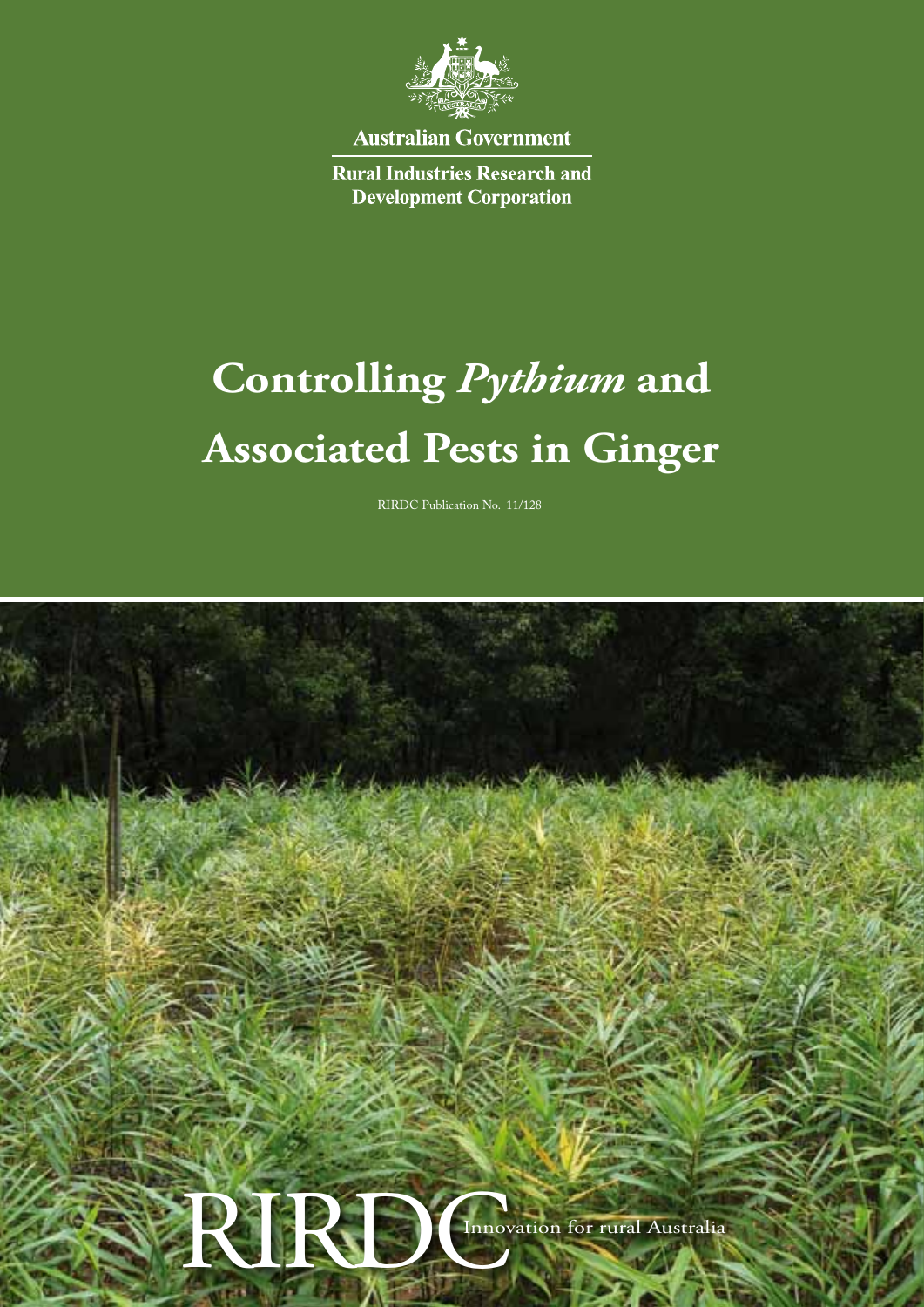Australian Government

Rural Industries Research and Development Corporation

# Controlling *Pythium* and Associated Pests in Ginger

RIRDC Publication No. 11/128

RIRDC Innovation for rural Australia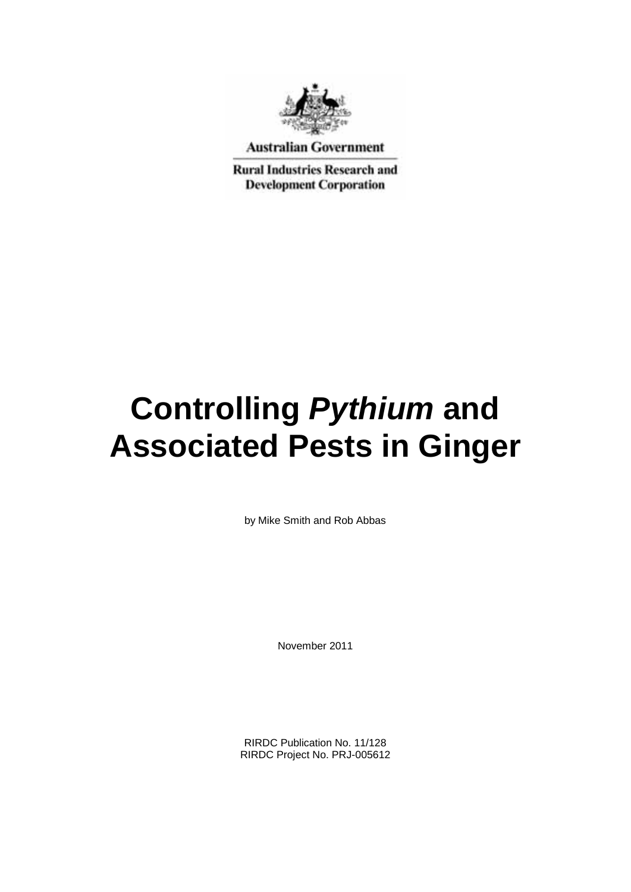Australian Government

Rural Industries Research and Development Corporation

# Controlling *Pythium* and Associated Pests in Ginger

by Mike Smith and Rob Abbas

November 2011

RIRDC Publication No. 11/128
RIRDC Project No. PRJ-005612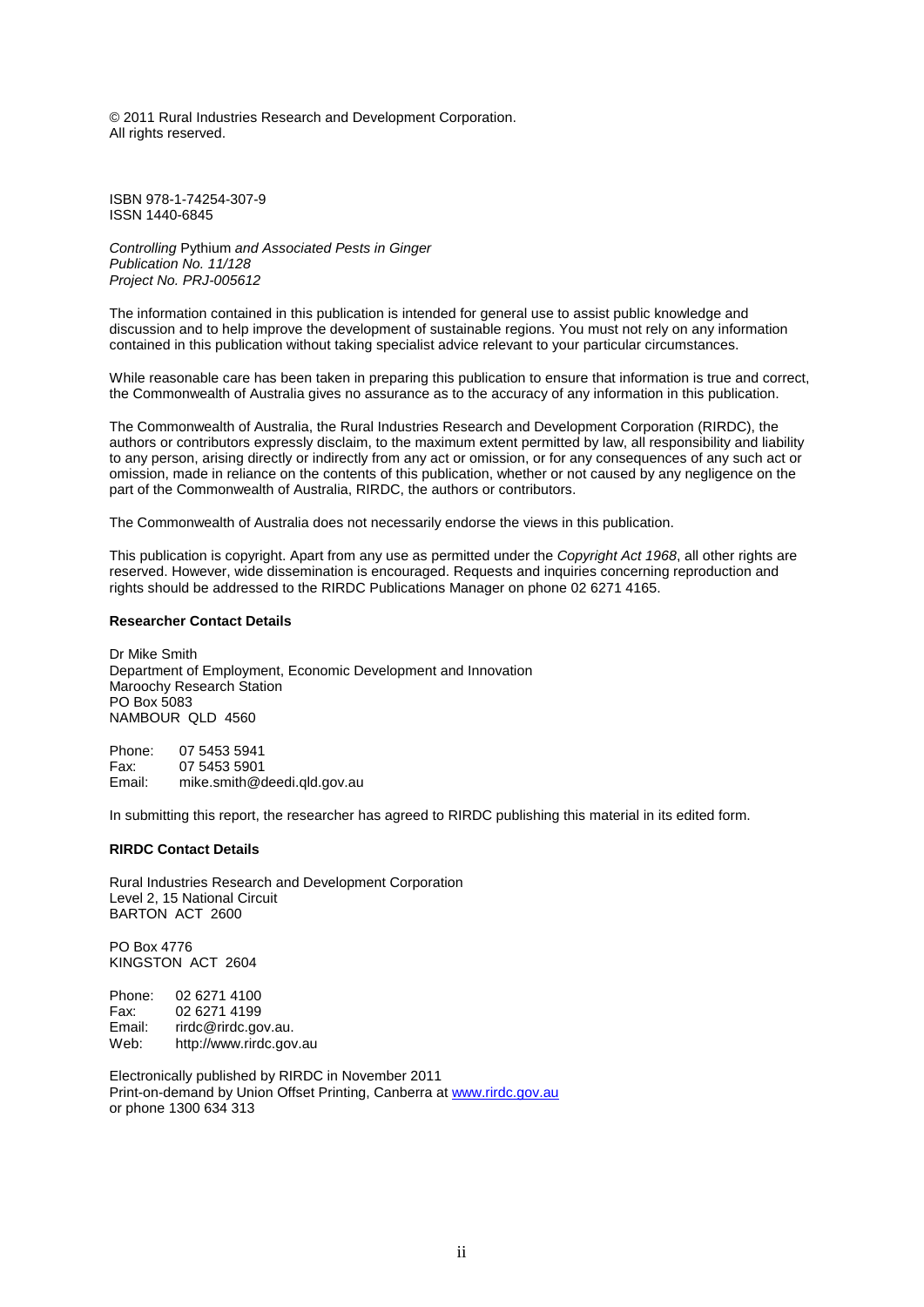© 2011 Rural Industries Research and Development Corporation.
All rights reserved.

ISBN 978-1-74254-307-9
ISSN 1440-6845

*Controlling* Pythium *and Associated Pests in Ginger*
*Publication No. 11/128*
*Project No. PRJ-005612*

The information contained in this publication is intended for general use to assist public knowledge and discussion and to help improve the development of sustainable regions. You must not rely on any information contained in this publication without taking specialist advice relevant to your particular circumstances.

While reasonable care has been taken in preparing this publication to ensure that information is true and correct, the Commonwealth of Australia gives no assurance as to the accuracy of any information in this publication.

The Commonwealth of Australia, the Rural Industries Research and Development Corporation (RIRDC), the authors or contributors expressly disclaim, to the maximum extent permitted by law, all responsibility and liability to any person, arising directly or indirectly from any act or omission, or for any consequences of any such act or omission, made in reliance on the contents of this publication, whether or not caused by any negligence on the part of the Commonwealth of Australia, RIRDC, the authors or contributors.

The Commonwealth of Australia does not necessarily endorse the views in this publication.

This publication is copyright. Apart from any use as permitted under the *Copyright Act 1968*, all other rights are reserved. However, wide dissemination is encouraged. Requests and inquiries concerning reproduction and rights should be addressed to the RIRDC Publications Manager on phone 02 6271 4165.

**Researcher Contact Details**

Dr Mike Smith
Department of Employment, Economic Development and Innovation
Maroochy Research Station
PO Box 5083
NAMBOUR QLD 4560

Phone: 07 5453 5941
Fax: 07 5453 5901
Email: mike.smith@deedi.qld.gov.au

In submitting this report, the researcher has agreed to RIRDC publishing this material in its edited form.

**RIRDC Contact Details**

Rural Industries Research and Development Corporation
Level 2, 15 National Circuit
BARTON ACT 2600

PO Box 4776
KINGSTON ACT 2604

Phone: 02 6271 4100
Fax: 02 6271 4199
Email: rirdc@rirdc.gov.au.
Web: http://www.rirdc.gov.au

Electronically published by RIRDC in November 2011
Print-on-demand by Union Offset Printing, Canberra at www.rirdc.gov.au
or phone 1300 634 313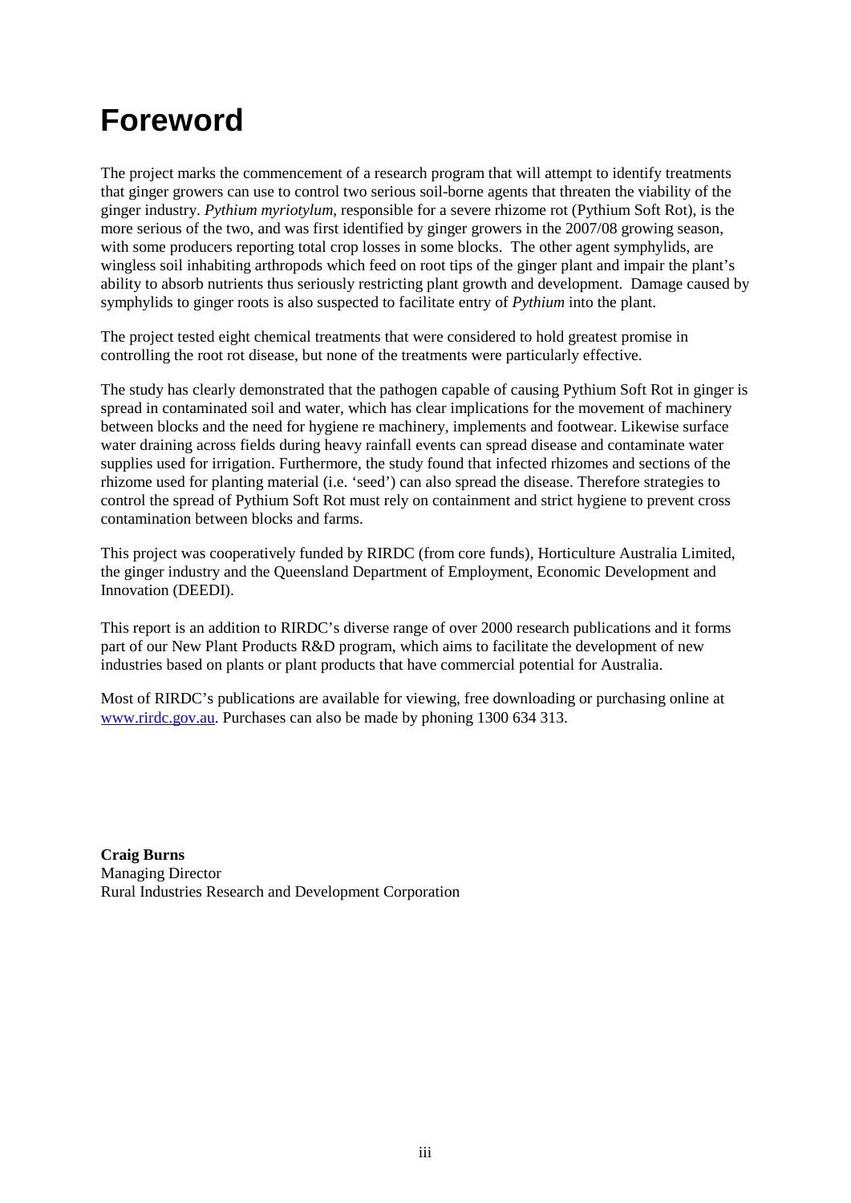# Foreword

The project marks the commencement of a research program that will attempt to identify treatments that ginger growers can use to control two serious soil-borne agents that threaten the viability of the ginger industry. *Pythium myriotylum*, responsible for a severe rhizome rot (Pythium Soft Rot), is the more serious of the two, and was first identified by ginger growers in the 2007/08 growing season, with some producers reporting total crop losses in some blocks. The other agent symphylids, are wingless soil inhabiting arthropods which feed on root tips of the ginger plant and impair the plant's ability to absorb nutrients thus seriously restricting plant growth and development. Damage caused by symphylids to ginger roots is also suspected to facilitate entry of *Pythium* into the plant.

The project tested eight chemical treatments that were considered to hold greatest promise in controlling the root rot disease, but none of the treatments were particularly effective.

The study has clearly demonstrated that the pathogen capable of causing Pythium Soft Rot in ginger is spread in contaminated soil and water, which has clear implications for the movement of machinery between blocks and the need for hygiene re machinery, implements and footwear. Likewise surface water draining across fields during heavy rainfall events can spread disease and contaminate water supplies used for irrigation. Furthermore, the study found that infected rhizomes and sections of the rhizome used for planting material (i.e. 'seed') can also spread the disease. Therefore strategies to control the spread of Pythium Soft Rot must rely on containment and strict hygiene to prevent cross contamination between blocks and farms.

This project was cooperatively funded by RIRDC (from core funds), Horticulture Australia Limited, the ginger industry and the Queensland Department of Employment, Economic Development and Innovation (DEEDI).

This report is an addition to RIRDC's diverse range of over 2000 research publications and it forms part of our New Plant Products R&D program, which aims to facilitate the development of new industries based on plants or plant products that have commercial potential for Australia.

Most of RIRDC's publications are available for viewing, free downloading or purchasing online at www.rirdc.gov.au. Purchases can also be made by phoning 1300 634 313.

**Craig Burns**
Managing Director
Rural Industries Research and Development Corporation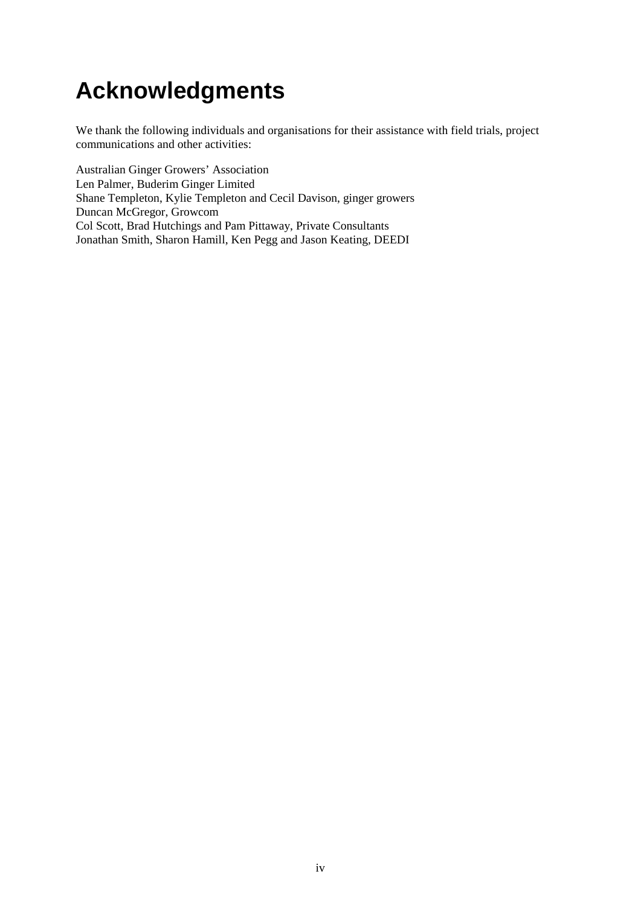# Acknowledgments

We thank the following individuals and organisations for their assistance with field trials, project communications and other activities:

Australian Ginger Growers' Association
Len Palmer, Buderim Ginger Limited
Shane Templeton, Kylie Templeton and Cecil Davison, ginger growers
Duncan McGregor, Growcom
Col Scott, Brad Hutchings and Pam Pittaway, Private Consultants
Jonathan Smith, Sharon Hamill, Ken Pegg and Jason Keating, DEEDI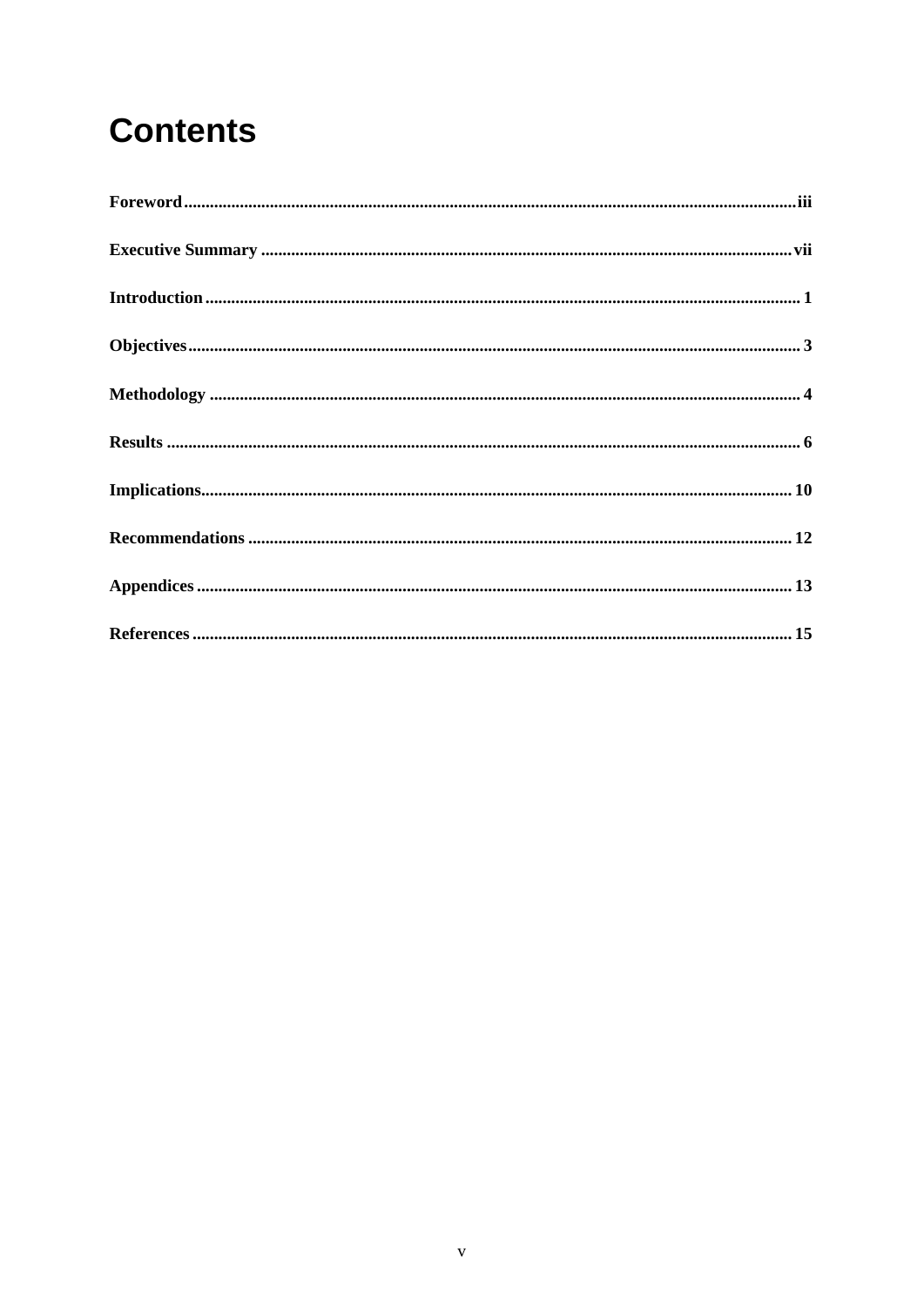# Contents

**Foreword** ........................................................................................................................................ **iii**

**Executive Summary** ........................................................................................................................ **vii**

**Introduction** ...................................................................................................................................... **1**

**Objectives** ......................................................................................................................................... **3**

**Methodology** ..................................................................................................................................... **4**

**Results** ............................................................................................................................................... **6**

**Implications** ...................................................................................................................................... **10**

**Recommendations** .......................................................................................................................... **12**

**Appendices** ....................................................................................................................................... **13**

**References** ........................................................................................................................................ **15**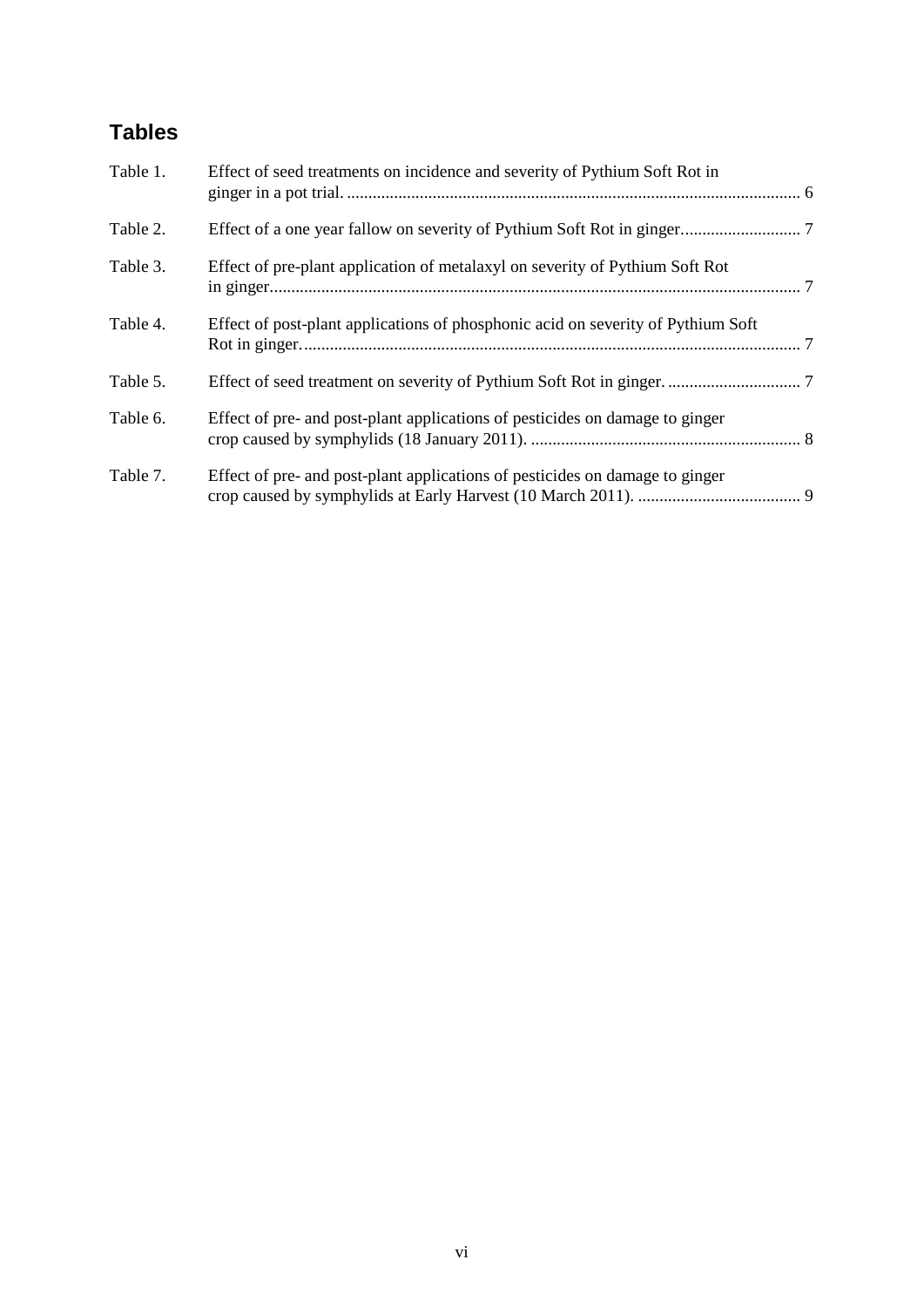## Tables

| | | |
|---|---|---|
| Table 1. | Effect of seed treatments on incidence and severity of Pythium Soft Rot in ginger in a pot trial. | 6 |
| Table 2. | Effect of a one year fallow on severity of Pythium Soft Rot in ginger. | 7 |
| Table 3. | Effect of pre-plant application of metalaxyl on severity of Pythium Soft Rot in ginger. | 7 |
| Table 4. | Effect of post-plant applications of phosphonic acid on severity of Pythium Soft Rot in ginger. | 7 |
| Table 5. | Effect of seed treatment on severity of Pythium Soft Rot in ginger. | 7 |
| Table 6. | Effect of pre- and post-plant applications of pesticides on damage to ginger crop caused by symphylids (18 January 2011). | 8 |
| Table 7. | Effect of pre- and post-plant applications of pesticides on damage to ginger crop caused by symphylids at Early Harvest (10 March 2011). | 9 |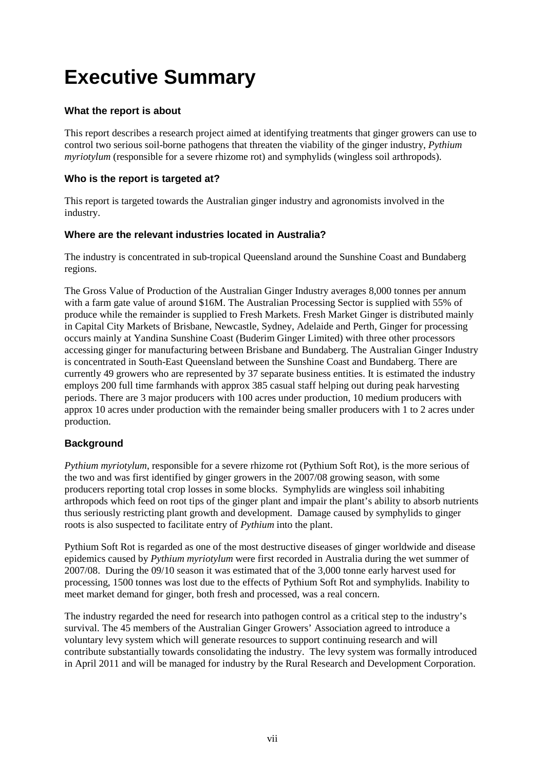# Executive Summary

### What the report is about

This report describes a research project aimed at identifying treatments that ginger growers can use to control two serious soil-borne pathogens that threaten the viability of the ginger industry, *Pythium myriotylum* (responsible for a severe rhizome rot) and symphylids (wingless soil arthropods).

### Who is the report is targeted at?

This report is targeted towards the Australian ginger industry and agronomists involved in the industry.

### Where are the relevant industries located in Australia?

The industry is concentrated in sub-tropical Queensland around the Sunshine Coast and Bundaberg regions.

The Gross Value of Production of the Australian Ginger Industry averages 8,000 tonnes per annum with a farm gate value of around $16M. The Australian Processing Sector is supplied with 55% of produce while the remainder is supplied to Fresh Markets. Fresh Market Ginger is distributed mainly in Capital City Markets of Brisbane, Newcastle, Sydney, Adelaide and Perth, Ginger for processing occurs mainly at Yandina Sunshine Coast (Buderim Ginger Limited) with three other processors accessing ginger for manufacturing between Brisbane and Bundaberg. The Australian Ginger Industry is concentrated in South-East Queensland between the Sunshine Coast and Bundaberg. There are currently 49 growers who are represented by 37 separate business entities. It is estimated the industry employs 200 full time farmhands with approx 385 casual staff helping out during peak harvesting periods. There are 3 major producers with 100 acres under production, 10 medium producers with approx 10 acres under production with the remainder being smaller producers with 1 to 2 acres under production.

### Background

*Pythium myriotylum*, responsible for a severe rhizome rot (Pythium Soft Rot), is the more serious of the two and was first identified by ginger growers in the 2007/08 growing season, with some producers reporting total crop losses in some blocks. Symphylids are wingless soil inhabiting arthropods which feed on root tips of the ginger plant and impair the plant's ability to absorb nutrients thus seriously restricting plant growth and development. Damage caused by symphylids to ginger roots is also suspected to facilitate entry of *Pythium* into the plant.

Pythium Soft Rot is regarded as one of the most destructive diseases of ginger worldwide and disease epidemics caused by *Pythium myriotylum* were first recorded in Australia during the wet summer of 2007/08. During the 09/10 season it was estimated that of the 3,000 tonne early harvest used for processing, 1500 tonnes was lost due to the effects of Pythium Soft Rot and symphylids. Inability to meet market demand for ginger, both fresh and processed, was a real concern.

The industry regarded the need for research into pathogen control as a critical step to the industry's survival. The 45 members of the Australian Ginger Growers' Association agreed to introduce a voluntary levy system which will generate resources to support continuing research and will contribute substantially towards consolidating the industry. The levy system was formally introduced in April 2011 and will be managed for industry by the Rural Research and Development Corporation.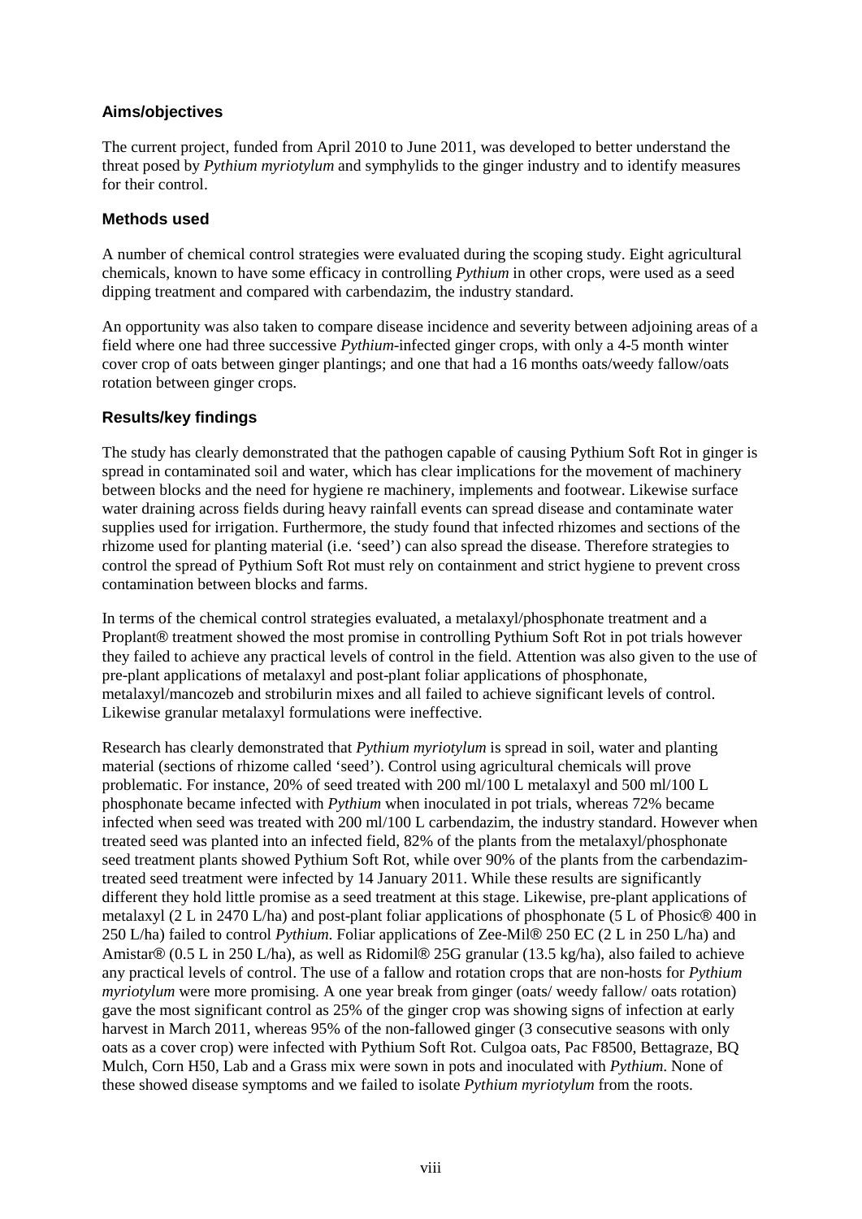### Aims/objectives

The current project, funded from April 2010 to June 2011, was developed to better understand the threat posed by *Pythium myriotylum* and symphylids to the ginger industry and to identify measures for their control.

### Methods used

A number of chemical control strategies were evaluated during the scoping study. Eight agricultural chemicals, known to have some efficacy in controlling *Pythium* in other crops, were used as a seed dipping treatment and compared with carbendazim, the industry standard.

An opportunity was also taken to compare disease incidence and severity between adjoining areas of a field where one had three successive *Pythium*-infected ginger crops, with only a 4-5 month winter cover crop of oats between ginger plantings; and one that had a 16 months oats/weedy fallow/oats rotation between ginger crops.

### Results/key findings

The study has clearly demonstrated that the pathogen capable of causing Pythium Soft Rot in ginger is spread in contaminated soil and water, which has clear implications for the movement of machinery between blocks and the need for hygiene re machinery, implements and footwear. Likewise surface water draining across fields during heavy rainfall events can spread disease and contaminate water supplies used for irrigation. Furthermore, the study found that infected rhizomes and sections of the rhizome used for planting material (i.e. 'seed') can also spread the disease. Therefore strategies to control the spread of Pythium Soft Rot must rely on containment and strict hygiene to prevent cross contamination between blocks and farms.

In terms of the chemical control strategies evaluated, a metalaxyl/phosphonate treatment and a Proplant® treatment showed the most promise in controlling Pythium Soft Rot in pot trials however they failed to achieve any practical levels of control in the field. Attention was also given to the use of pre-plant applications of metalaxyl and post-plant foliar applications of phosphonate, metalaxyl/mancozeb and strobilurin mixes and all failed to achieve significant levels of control. Likewise granular metalaxyl formulations were ineffective.

Research has clearly demonstrated that *Pythium myriotylum* is spread in soil, water and planting material (sections of rhizome called 'seed'). Control using agricultural chemicals will prove problematic. For instance, 20% of seed treated with 200 ml/100 L metalaxyl and 500 ml/100 L phosphonate became infected with *Pythium* when inoculated in pot trials, whereas 72% became infected when seed was treated with 200 ml/100 L carbendazim, the industry standard. However when treated seed was planted into an infected field, 82% of the plants from the metalaxyl/phosphonate seed treatment plants showed Pythium Soft Rot, while over 90% of the plants from the carbendazim-treated seed treatment were infected by 14 January 2011. While these results are significantly different they hold little promise as a seed treatment at this stage. Likewise, pre-plant applications of metalaxyl (2 L in 2470 L/ha) and post-plant foliar applications of phosphonate (5 L of Phosic® 400 in 250 L/ha) failed to control *Pythium*. Foliar applications of Zee-Mil® 250 EC (2 L in 250 L/ha) and Amistar® (0.5 L in 250 L/ha), as well as Ridomil® 25G granular (13.5 kg/ha), also failed to achieve any practical levels of control. The use of a fallow and rotation crops that are non-hosts for *Pythium myriotylum* were more promising. A one year break from ginger (oats/ weedy fallow/ oats rotation) gave the most significant control as 25% of the ginger crop was showing signs of infection at early harvest in March 2011, whereas 95% of the non-fallowed ginger (3 consecutive seasons with only oats as a cover crop) were infected with Pythium Soft Rot. Culgoa oats, Pac F8500, Bettagraze, BQ Mulch, Corn H50, Lab and a Grass mix were sown in pots and inoculated with *Pythium*. None of these showed disease symptoms and we failed to isolate *Pythium myriotylum* from the roots.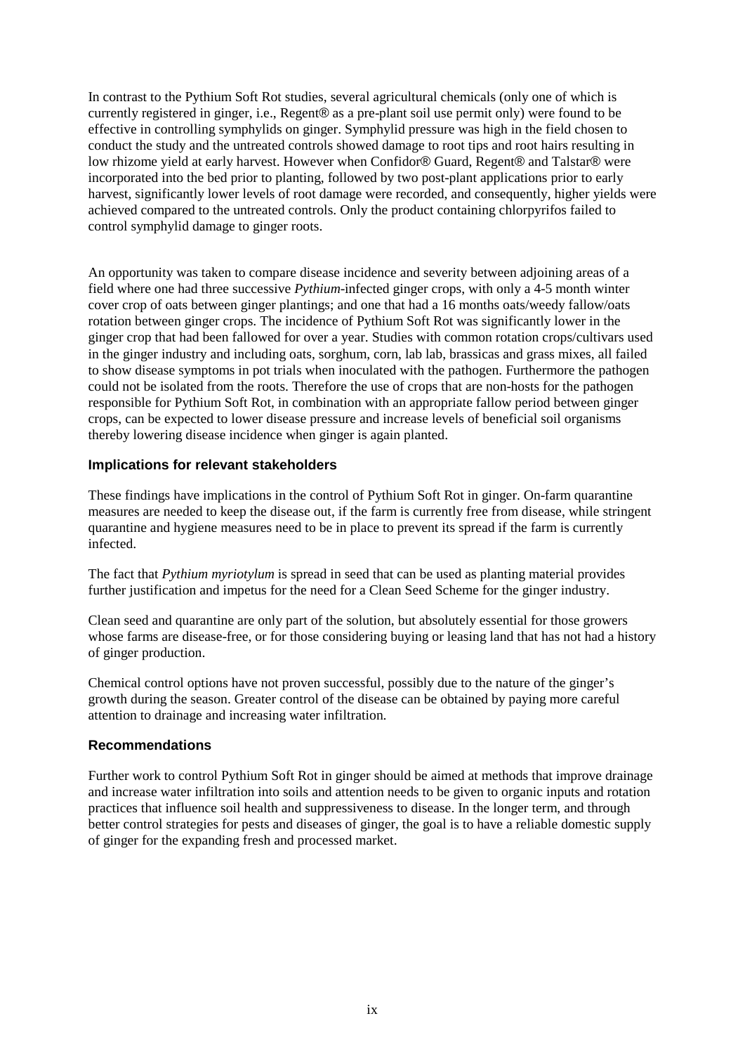In contrast to the Pythium Soft Rot studies, several agricultural chemicals (only one of which is currently registered in ginger, i.e., Regent® as a pre-plant soil use permit only) were found to be effective in controlling symphylids on ginger. Symphylid pressure was high in the field chosen to conduct the study and the untreated controls showed damage to root tips and root hairs resulting in low rhizome yield at early harvest. However when Confidor® Guard, Regent® and Talstar® were incorporated into the bed prior to planting, followed by two post-plant applications prior to early harvest, significantly lower levels of root damage were recorded, and consequently, higher yields were achieved compared to the untreated controls. Only the product containing chlorpyrifos failed to control symphylid damage to ginger roots.

An opportunity was taken to compare disease incidence and severity between adjoining areas of a field where one had three successive *Pythium*-infected ginger crops, with only a 4-5 month winter cover crop of oats between ginger plantings; and one that had a 16 months oats/weedy fallow/oats rotation between ginger crops. The incidence of Pythium Soft Rot was significantly lower in the ginger crop that had been fallowed for over a year. Studies with common rotation crops/cultivars used in the ginger industry and including oats, sorghum, corn, lab lab, brassicas and grass mixes, all failed to show disease symptoms in pot trials when inoculated with the pathogen. Furthermore the pathogen could not be isolated from the roots. Therefore the use of crops that are non-hosts for the pathogen responsible for Pythium Soft Rot, in combination with an appropriate fallow period between ginger crops, can be expected to lower disease pressure and increase levels of beneficial soil organisms thereby lowering disease incidence when ginger is again planted.

### Implications for relevant stakeholders

These findings have implications in the control of Pythium Soft Rot in ginger. On-farm quarantine measures are needed to keep the disease out, if the farm is currently free from disease, while stringent quarantine and hygiene measures need to be in place to prevent its spread if the farm is currently infected.

The fact that *Pythium myriotylum* is spread in seed that can be used as planting material provides further justification and impetus for the need for a Clean Seed Scheme for the ginger industry.

Clean seed and quarantine are only part of the solution, but absolutely essential for those growers whose farms are disease-free, or for those considering buying or leasing land that has not had a history of ginger production.

Chemical control options have not proven successful, possibly due to the nature of the ginger's growth during the season. Greater control of the disease can be obtained by paying more careful attention to drainage and increasing water infiltration.

### Recommendations

Further work to control Pythium Soft Rot in ginger should be aimed at methods that improve drainage and increase water infiltration into soils and attention needs to be given to organic inputs and rotation practices that influence soil health and suppressiveness to disease. In the longer term, and through better control strategies for pests and diseases of ginger, the goal is to have a reliable domestic supply of ginger for the expanding fresh and processed market.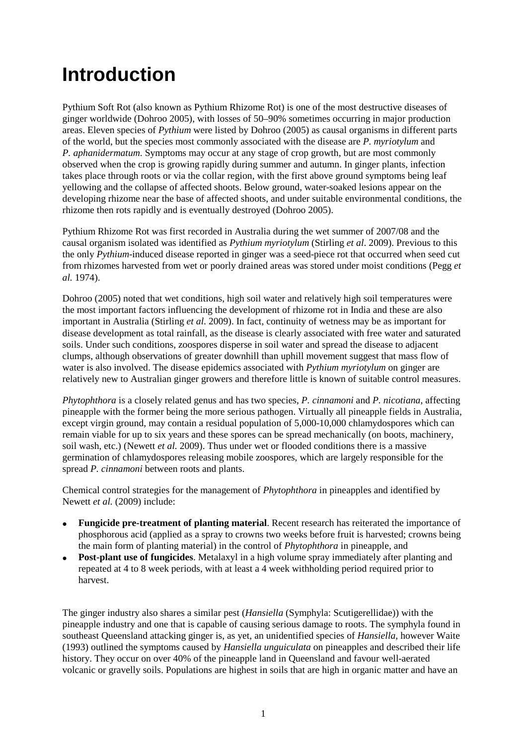# Introduction

Pythium Soft Rot (also known as Pythium Rhizome Rot) is one of the most destructive diseases of ginger worldwide (Dohroo 2005), with losses of 50–90% sometimes occurring in major production areas. Eleven species of *Pythium* were listed by Dohroo (2005) as causal organisms in different parts of the world, but the species most commonly associated with the disease are *P. myriotylum* and *P. aphanidermatum*. Symptoms may occur at any stage of crop growth, but are most commonly observed when the crop is growing rapidly during summer and autumn. In ginger plants, infection takes place through roots or via the collar region, with the first above ground symptoms being leaf yellowing and the collapse of affected shoots. Below ground, water-soaked lesions appear on the developing rhizome near the base of affected shoots, and under suitable environmental conditions, the rhizome then rots rapidly and is eventually destroyed (Dohroo 2005).

Pythium Rhizome Rot was first recorded in Australia during the wet summer of 2007/08 and the causal organism isolated was identified as *Pythium myriotylum* (Stirling *et al*. 2009). Previous to this the only *Pythium*-induced disease reported in ginger was a seed-piece rot that occurred when seed cut from rhizomes harvested from wet or poorly drained areas was stored under moist conditions (Pegg *et al.* 1974).

Dohroo (2005) noted that wet conditions, high soil water and relatively high soil temperatures were the most important factors influencing the development of rhizome rot in India and these are also important in Australia (Stirling *et al.* 2009). In fact, continuity of wetness may be as important for disease development as total rainfall, as the disease is clearly associated with free water and saturated soils. Under such conditions, zoospores disperse in soil water and spread the disease to adjacent clumps, although observations of greater downhill than uphill movement suggest that mass flow of water is also involved. The disease epidemics associated with *Pythium myriotylum* on ginger are relatively new to Australian ginger growers and therefore little is known of suitable control measures.

*Phytophthora* is a closely related genus and has two species, *P. cinnamoni* and *P. nicotiana*, affecting pineapple with the former being the more serious pathogen. Virtually all pineapple fields in Australia, except virgin ground, may contain a residual population of 5,000-10,000 chlamydospores which can remain viable for up to six years and these spores can be spread mechanically (on boots, machinery, soil wash, etc.) (Newett *et al.* 2009). Thus under wet or flooded conditions there is a massive germination of chlamydospores releasing mobile zoospores, which are largely responsible for the spread *P. cinnamoni* between roots and plants.

Chemical control strategies for the management of *Phytophthora* in pineapples and identified by Newett *et al.* (2009) include:

- **Fungicide pre-treatment of planting material**. Recent research has reiterated the importance of phosphorous acid (applied as a spray to crowns two weeks before fruit is harvested; crowns being the main form of planting material) in the control of *Phytophthora* in pineapple, and
- **Post-plant use of fungicides**. Metalaxyl in a high volume spray immediately after planting and repeated at 4 to 8 week periods, with at least a 4 week withholding period required prior to harvest.

The ginger industry also shares a similar pest (*Hansiella* (Symphyla: Scutigerellidae)) with the pineapple industry and one that is capable of causing serious damage to roots. The symphyla found in southeast Queensland attacking ginger is, as yet, an unidentified species of *Hansiella,* however Waite (1993) outlined the symptoms caused by *Hansiella unguiculata* on pineapples and described their life history. They occur on over 40% of the pineapple land in Queensland and favour well-aerated volcanic or gravelly soils. Populations are highest in soils that are high in organic matter and have an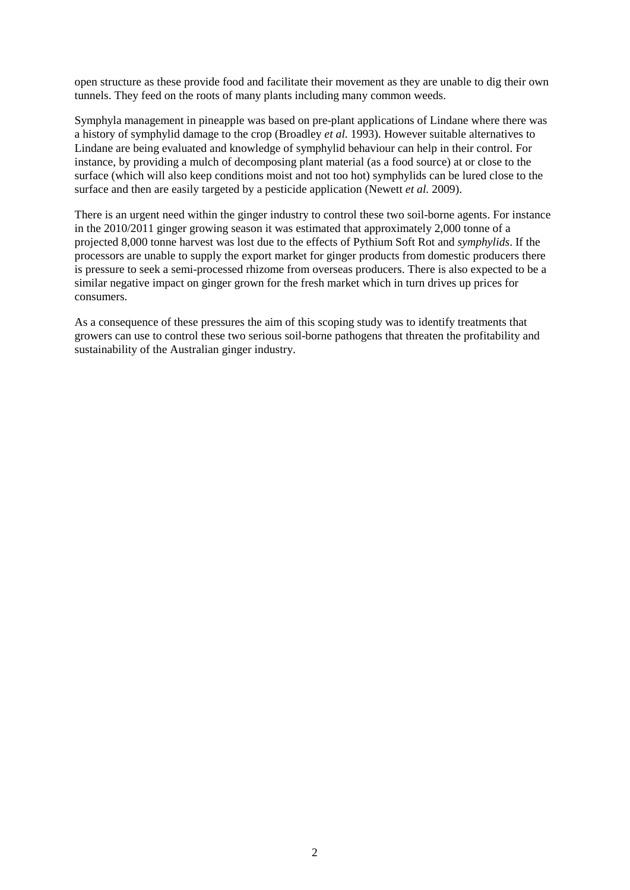open structure as these provide food and facilitate their movement as they are unable to dig their own tunnels. They feed on the roots of many plants including many common weeds.

Symphyla management in pineapple was based on pre-plant applications of Lindane where there was a history of symphylid damage to the crop (Broadley *et al.* 1993). However suitable alternatives to Lindane are being evaluated and knowledge of symphylid behaviour can help in their control. For instance, by providing a mulch of decomposing plant material (as a food source) at or close to the surface (which will also keep conditions moist and not too hot) symphylids can be lured close to the surface and then are easily targeted by a pesticide application (Newett *et al.* 2009).

There is an urgent need within the ginger industry to control these two soil-borne agents. For instance in the 2010/2011 ginger growing season it was estimated that approximately 2,000 tonne of a projected 8,000 tonne harvest was lost due to the effects of Pythium Soft Rot and *symphylids*. If the processors are unable to supply the export market for ginger products from domestic producers there is pressure to seek a semi-processed rhizome from overseas producers. There is also expected to be a similar negative impact on ginger grown for the fresh market which in turn drives up prices for consumers.

As a consequence of these pressures the aim of this scoping study was to identify treatments that growers can use to control these two serious soil-borne pathogens that threaten the profitability and sustainability of the Australian ginger industry.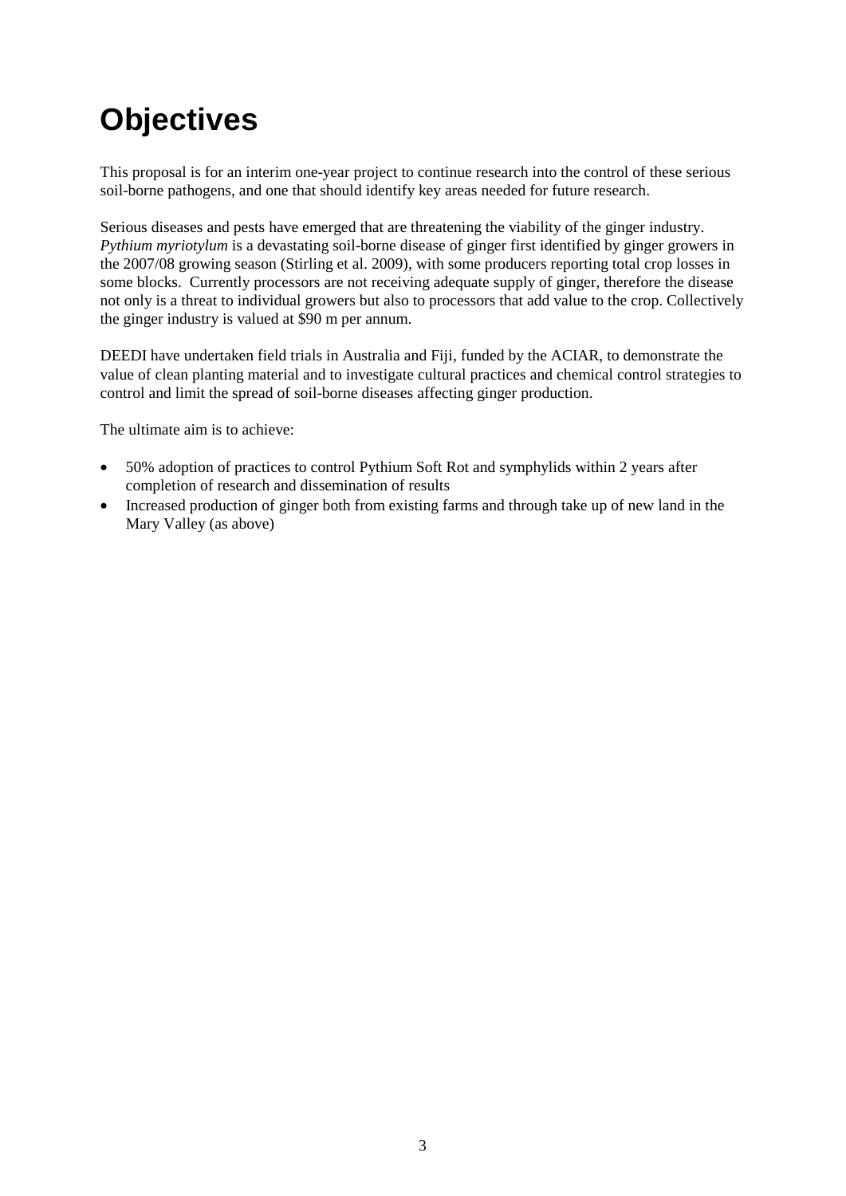# Objectives

This proposal is for an interim one-year project to continue research into the control of these serious soil-borne pathogens, and one that should identify key areas needed for future research.

Serious diseases and pests have emerged that are threatening the viability of the ginger industry. *Pythium myriotylum* is a devastating soil-borne disease of ginger first identified by ginger growers in the 2007/08 growing season (Stirling et al. 2009), with some producers reporting total crop losses in some blocks.  Currently processors are not receiving adequate supply of ginger, therefore the disease not only is a threat to individual growers but also to processors that add value to the crop. Collectively the ginger industry is valued at $90 m per annum.

DEEDI have undertaken field trials in Australia and Fiji, funded by the ACIAR, to demonstrate the value of clean planting material and to investigate cultural practices and chemical control strategies to control and limit the spread of soil-borne diseases affecting ginger production.

The ultimate aim is to achieve:

- 50% adoption of practices to control Pythium Soft Rot and symphylids within 2 years after completion of research and dissemination of results
- Increased production of ginger both from existing farms and through take up of new land in the Mary Valley (as above)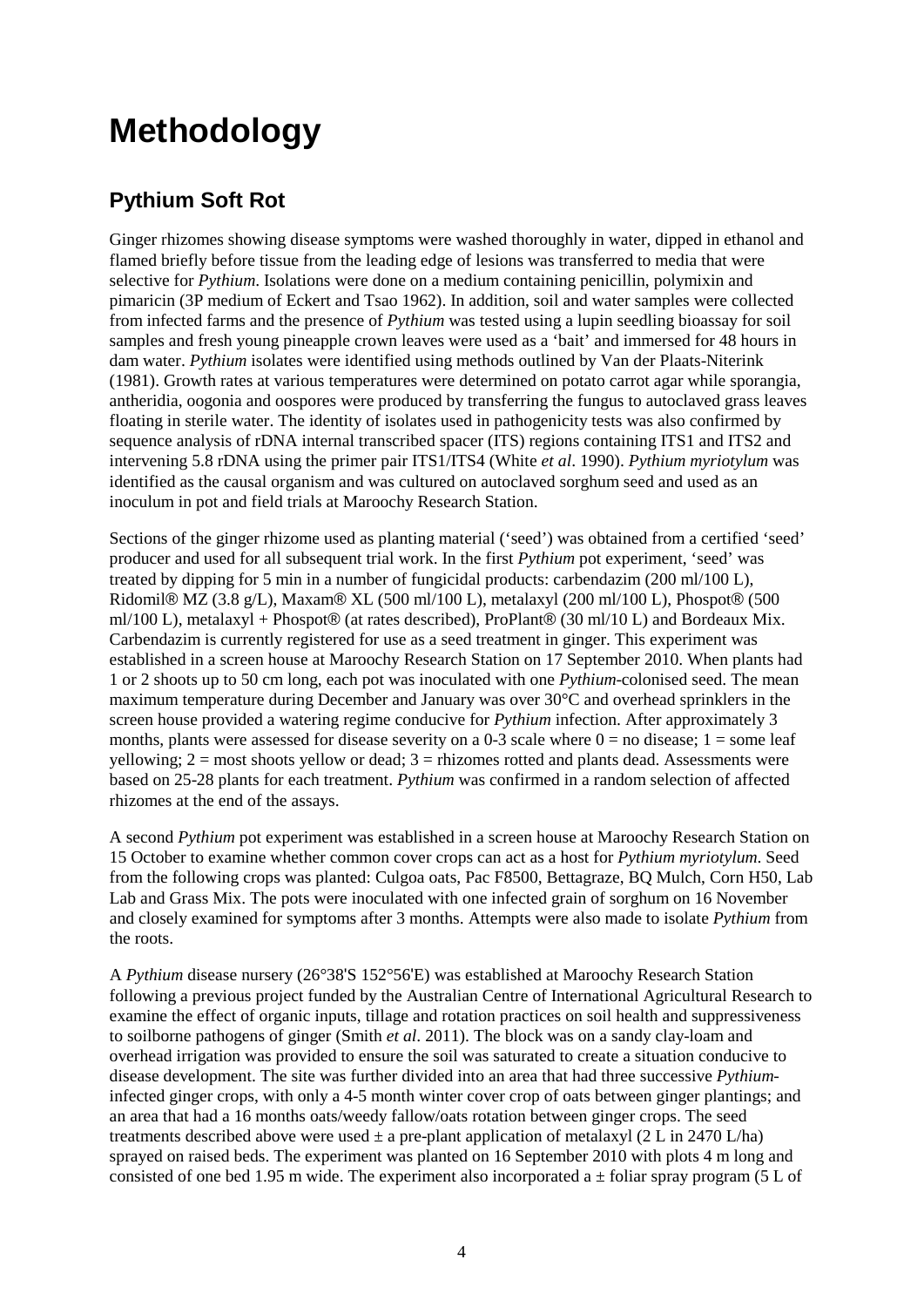# Methodology

## Pythium Soft Rot

Ginger rhizomes showing disease symptoms were washed thoroughly in water, dipped in ethanol and flamed briefly before tissue from the leading edge of lesions was transferred to media that were selective for *Pythium*. Isolations were done on a medium containing penicillin, polymixin and pimaricin (3P medium of Eckert and Tsao 1962). In addition, soil and water samples were collected from infected farms and the presence of *Pythium* was tested using a lupin seedling bioassay for soil samples and fresh young pineapple crown leaves were used as a 'bait' and immersed for 48 hours in dam water. *Pythium* isolates were identified using methods outlined by Van der Plaats-Niterink (1981). Growth rates at various temperatures were determined on potato carrot agar while sporangia, antheridia, oogonia and oospores were produced by transferring the fungus to autoclaved grass leaves floating in sterile water. The identity of isolates used in pathogenicity tests was also confirmed by sequence analysis of rDNA internal transcribed spacer (ITS) regions containing ITS1 and ITS2 and intervening 5.8 rDNA using the primer pair ITS1/ITS4 (White *et al*. 1990). *Pythium myriotylum* was identified as the causal organism and was cultured on autoclaved sorghum seed and used as an inoculum in pot and field trials at Maroochy Research Station.

Sections of the ginger rhizome used as planting material ('seed') was obtained from a certified 'seed' producer and used for all subsequent trial work. In the first *Pythium* pot experiment, 'seed' was treated by dipping for 5 min in a number of fungicidal products: carbendazim (200 ml/100 L), Ridomil® MZ (3.8 g/L), Maxam® XL (500 ml/100 L), metalaxyl (200 ml/100 L), Phospot® (500 ml/100 L), metalaxyl + Phospot® (at rates described), ProPlant® (30 ml/10 L) and Bordeaux Mix. Carbendazim is currently registered for use as a seed treatment in ginger. This experiment was established in a screen house at Maroochy Research Station on 17 September 2010. When plants had 1 or 2 shoots up to 50 cm long, each pot was inoculated with one *Pythium*-colonised seed. The mean maximum temperature during December and January was over 30°C and overhead sprinklers in the screen house provided a watering regime conducive for *Pythium* infection. After approximately 3 months, plants were assessed for disease severity on a 0-3 scale where 0 = no disease; 1 = some leaf yellowing; 2 = most shoots yellow or dead; 3 = rhizomes rotted and plants dead. Assessments were based on 25-28 plants for each treatment. *Pythium* was confirmed in a random selection of affected rhizomes at the end of the assays.

A second *Pythium* pot experiment was established in a screen house at Maroochy Research Station on 15 October to examine whether common cover crops can act as a host for *Pythium myriotylum*. Seed from the following crops was planted: Culgoa oats, Pac F8500, Bettagraze, BQ Mulch, Corn H50, Lab Lab and Grass Mix. The pots were inoculated with one infected grain of sorghum on 16 November and closely examined for symptoms after 3 months. Attempts were also made to isolate *Pythium* from the roots.

A *Pythium* disease nursery (26°38'S 152°56'E) was established at Maroochy Research Station following a previous project funded by the Australian Centre of International Agricultural Research to examine the effect of organic inputs, tillage and rotation practices on soil health and suppressiveness to soilborne pathogens of ginger (Smith *et al*. 2011). The block was on a sandy clay-loam and overhead irrigation was provided to ensure the soil was saturated to create a situation conducive to disease development. The site was further divided into an area that had three successive *Pythium*-infected ginger crops, with only a 4-5 month winter cover crop of oats between ginger plantings; and an area that had a 16 months oats/weedy fallow/oats rotation between ginger crops. The seed treatments described above were used ± a pre-plant application of metalaxyl (2 L in 2470 L/ha) sprayed on raised beds. The experiment was planted on 16 September 2010 with plots 4 m long and consisted of one bed 1.95 m wide. The experiment also incorporated a ± foliar spray program (5 L of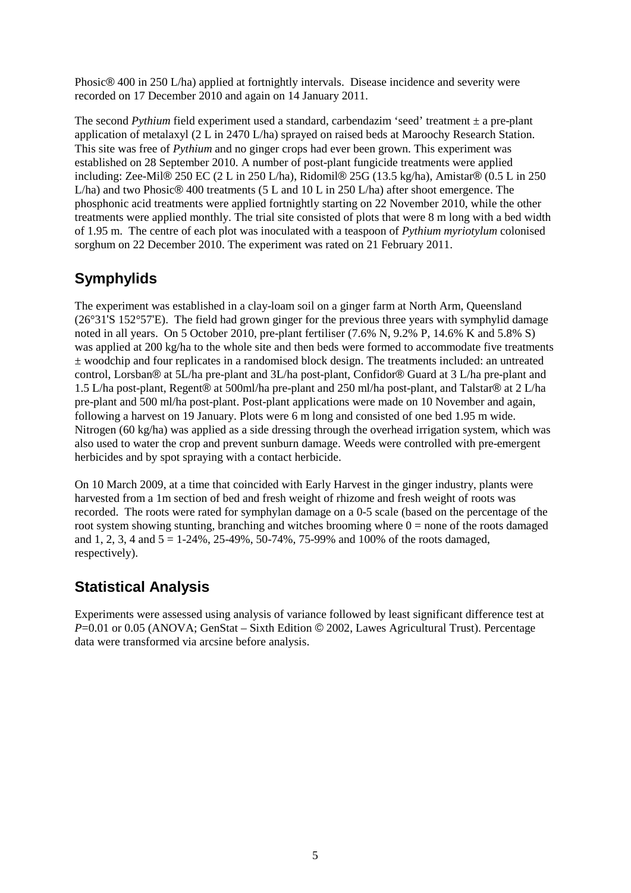Phosic® 400 in 250 L/ha) applied at fortnightly intervals. Disease incidence and severity were recorded on 17 December 2010 and again on 14 January 2011.

The second *Pythium* field experiment used a standard, carbendazim 'seed' treatment ± a pre-plant application of metalaxyl (2 L in 2470 L/ha) sprayed on raised beds at Maroochy Research Station. This site was free of *Pythium* and no ginger crops had ever been grown. This experiment was established on 28 September 2010. A number of post-plant fungicide treatments were applied including: Zee-Mil® 250 EC (2 L in 250 L/ha), Ridomil® 25G (13.5 kg/ha), Amistar® (0.5 L in 250 L/ha) and two Phosic® 400 treatments (5 L and 10 L in 250 L/ha) after shoot emergence. The phosphonic acid treatments were applied fortnightly starting on 22 November 2010, while the other treatments were applied monthly. The trial site consisted of plots that were 8 m long with a bed width of 1.95 m. The centre of each plot was inoculated with a teaspoon of *Pythium myriotylum* colonised sorghum on 22 December 2010. The experiment was rated on 21 February 2011.

## Symphylids

The experiment was established in a clay-loam soil on a ginger farm at North Arm, Queensland (26°31'S 152°57'E). The field had grown ginger for the previous three years with symphylid damage noted in all years. On 5 October 2010, pre-plant fertiliser (7.6% N, 9.2% P, 14.6% K and 5.8% S) was applied at 200 kg/ha to the whole site and then beds were formed to accommodate five treatments ± woodchip and four replicates in a randomised block design. The treatments included: an untreated control, Lorsban® at 5L/ha pre-plant and 3L/ha post-plant, Confidor® Guard at 3 L/ha pre-plant and 1.5 L/ha post-plant, Regent® at 500ml/ha pre-plant and 250 ml/ha post-plant, and Talstar® at 2 L/ha pre-plant and 500 ml/ha post-plant. Post-plant applications were made on 10 November and again, following a harvest on 19 January. Plots were 6 m long and consisted of one bed 1.95 m wide. Nitrogen (60 kg/ha) was applied as a side dressing through the overhead irrigation system, which was also used to water the crop and prevent sunburn damage. Weeds were controlled with pre-emergent herbicides and by spot spraying with a contact herbicide.

On 10 March 2009, at a time that coincided with Early Harvest in the ginger industry, plants were harvested from a 1m section of bed and fresh weight of rhizome and fresh weight of roots was recorded. The roots were rated for symphylan damage on a 0-5 scale (based on the percentage of the root system showing stunting, branching and witches brooming where 0 = none of the roots damaged and 1, 2, 3, 4 and 5 = 1-24%, 25-49%, 50-74%, 75-99% and 100% of the roots damaged, respectively).

## Statistical Analysis

Experiments were assessed using analysis of variance followed by least significant difference test at $P$=0.01 or 0.05 (ANOVA; GenStat – Sixth Edition © 2002, Lawes Agricultural Trust). Percentage data were transformed via arcsine before analysis.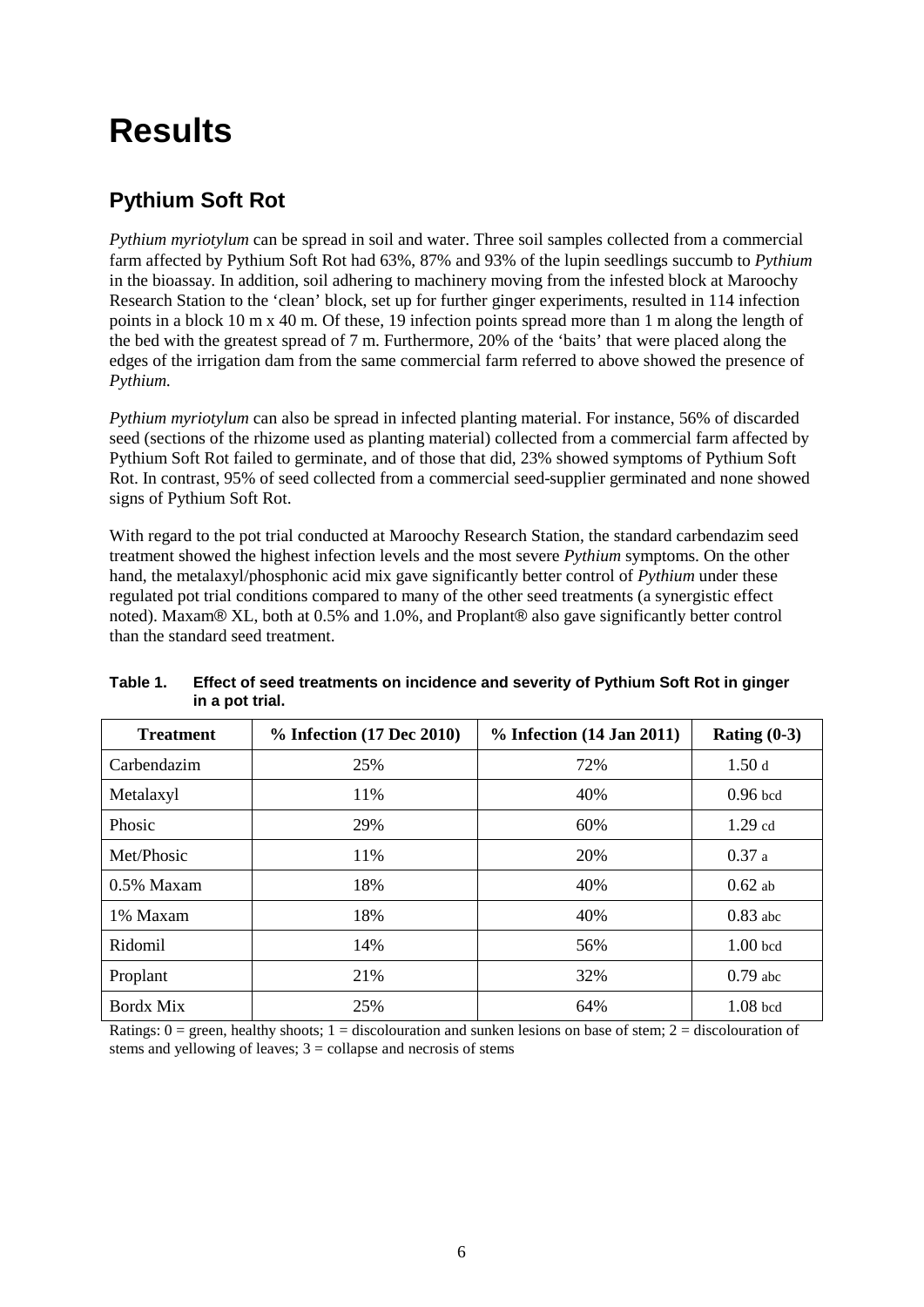# Results

## Pythium Soft Rot

*Pythium myriotylum* can be spread in soil and water. Three soil samples collected from a commercial farm affected by Pythium Soft Rot had 63%, 87% and 93% of the lupin seedlings succumb to *Pythium* in the bioassay. In addition, soil adhering to machinery moving from the infested block at Maroochy Research Station to the 'clean' block, set up for further ginger experiments, resulted in 114 infection points in a block 10 m x 40 m. Of these, 19 infection points spread more than 1 m along the length of the bed with the greatest spread of 7 m. Furthermore, 20% of the 'baits' that were placed along the edges of the irrigation dam from the same commercial farm referred to above showed the presence of *Pythium*.

*Pythium myriotylum* can also be spread in infected planting material. For instance, 56% of discarded seed (sections of the rhizome used as planting material) collected from a commercial farm affected by Pythium Soft Rot failed to germinate, and of those that did, 23% showed symptoms of Pythium Soft Rot. In contrast, 95% of seed collected from a commercial seed-supplier germinated and none showed signs of Pythium Soft Rot.

With regard to the pot trial conducted at Maroochy Research Station, the standard carbendazim seed treatment showed the highest infection levels and the most severe *Pythium* symptoms. On the other hand, the metalaxyl/phosphonic acid mix gave significantly better control of *Pythium* under these regulated pot trial conditions compared to many of the other seed treatments (a synergistic effect noted). Maxam® XL, both at 0.5% and 1.0%, and Proplant® also gave significantly better control than the standard seed treatment.

**Table 1. Effect of seed treatments on incidence and severity of Pythium Soft Rot in ginger in a pot trial.**

| Treatment | % Infection (17 Dec 2010) | % Infection (14 Jan 2011) | Rating (0-3) |
|---|---|---|---|
| Carbendazim | 25% | 72% | 1.50 d |
| Metalaxyl | 11% | 40% | 0.96 bcd |
| Phosic | 29% | 60% | 1.29 cd |
| Met/Phosic | 11% | 20% | 0.37 a |
| 0.5% Maxam | 18% | 40% | 0.62 ab |
| 1% Maxam | 18% | 40% | 0.83 abc |
| Ridomil | 14% | 56% | 1.00 bcd |
| Proplant | 21% | 32% | 0.79 abc |
| Bordx Mix | 25% | 64% | 1.08 bcd |

Ratings: 0 = green, healthy shoots; 1 = discolouration and sunken lesions on base of stem; 2 = discolouration of stems and yellowing of leaves; 3 = collapse and necrosis of stems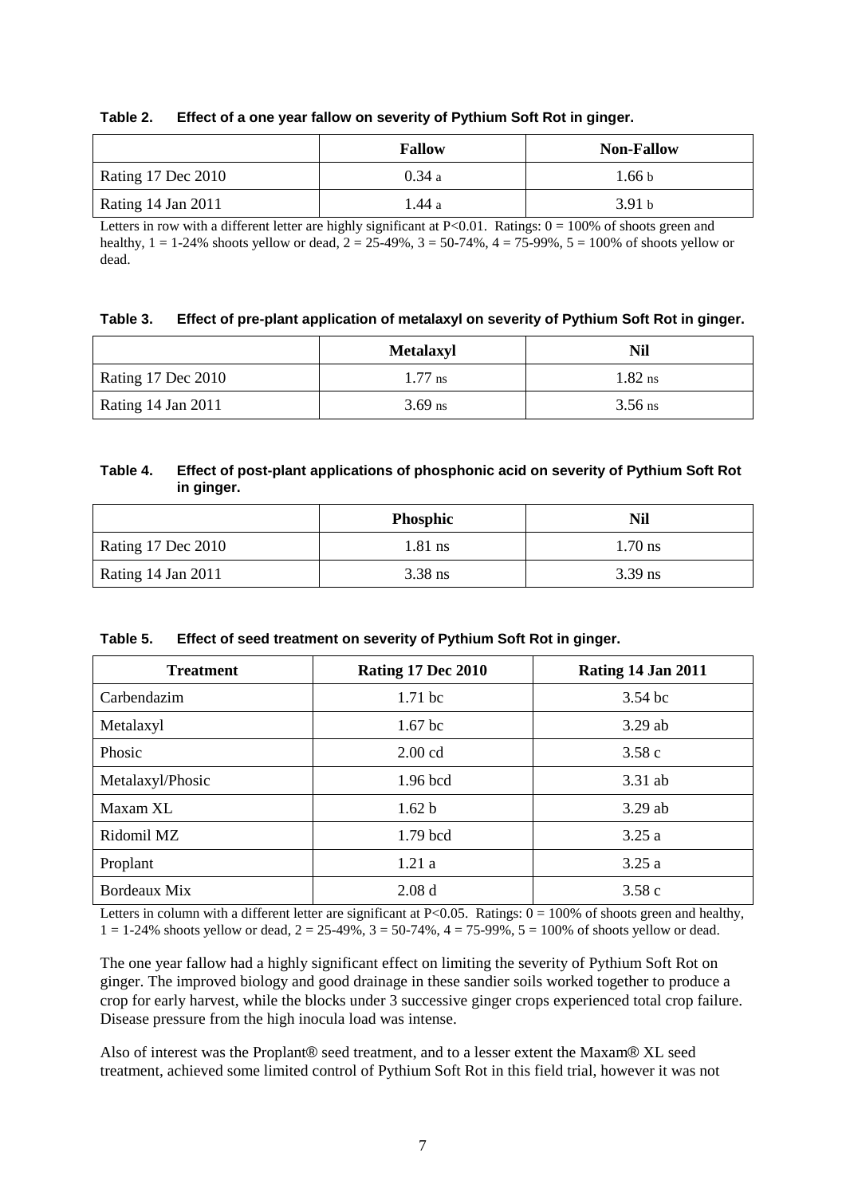**Table 2. Effect of a one year fallow on severity of Pythium Soft Rot in ginger.**

| | Fallow | Non-Fallow |
|---|---|---|
| Rating 17 Dec 2010 | 0.34 a | 1.66 b |
| Rating 14 Jan 2011 | 1.44 a | 3.91 b |

Letters in row with a different letter are highly significant at P<0.01. Ratings: 0 = 100% of shoots green and healthy, 1 = 1-24% shoots yellow or dead, 2 = 25-49%, 3 = 50-74%, 4 = 75-99%, 5 = 100% of shoots yellow or dead.

**Table 3. Effect of pre-plant application of metalaxyl on severity of Pythium Soft Rot in ginger.**

| | Metalaxyl | Nil |
|---|---|---|
| Rating 17 Dec 2010 | 1.77 ns | 1.82 ns |
| Rating 14 Jan 2011 | 3.69 ns | 3.56 ns |

**Table 4. Effect of post-plant applications of phosphonic acid on severity of Pythium Soft Rot in ginger.**

| | Phosphic | Nil |
|---|---|---|
| Rating 17 Dec 2010 | 1.81 ns | 1.70 ns |
| Rating 14 Jan 2011 | 3.38 ns | 3.39 ns |

**Table 5. Effect of seed treatment on severity of Pythium Soft Rot in ginger.**

| Treatment | Rating 17 Dec 2010 | Rating 14 Jan 2011 |
|---|---|---|
| Carbendazim | 1.71 bc | 3.54 bc |
| Metalaxyl | 1.67 bc | 3.29 ab |
| Phosic | 2.00 cd | 3.58 c |
| Metalaxyl/Phosic | 1.96 bcd | 3.31 ab |
| Maxam XL | 1.62 b | 3.29 ab |
| Ridomil MZ | 1.79 bcd | 3.25 a |
| Proplant | 1.21 a | 3.25 a |
| Bordeaux Mix | 2.08 d | 3.58 c |

Letters in column with a different letter are significant at P<0.05. Ratings: 0 = 100% of shoots green and healthy, 1 = 1-24% shoots yellow or dead, 2 = 25-49%, 3 = 50-74%, 4 = 75-99%, 5 = 100% of shoots yellow or dead.

The one year fallow had a highly significant effect on limiting the severity of Pythium Soft Rot on ginger. The improved biology and good drainage in these sandier soils worked together to produce a crop for early harvest, while the blocks under 3 successive ginger crops experienced total crop failure. Disease pressure from the high inocula load was intense.

Also of interest was the Proplant® seed treatment, and to a lesser extent the Maxam® XL seed treatment, achieved some limited control of Pythium Soft Rot in this field trial, however it was not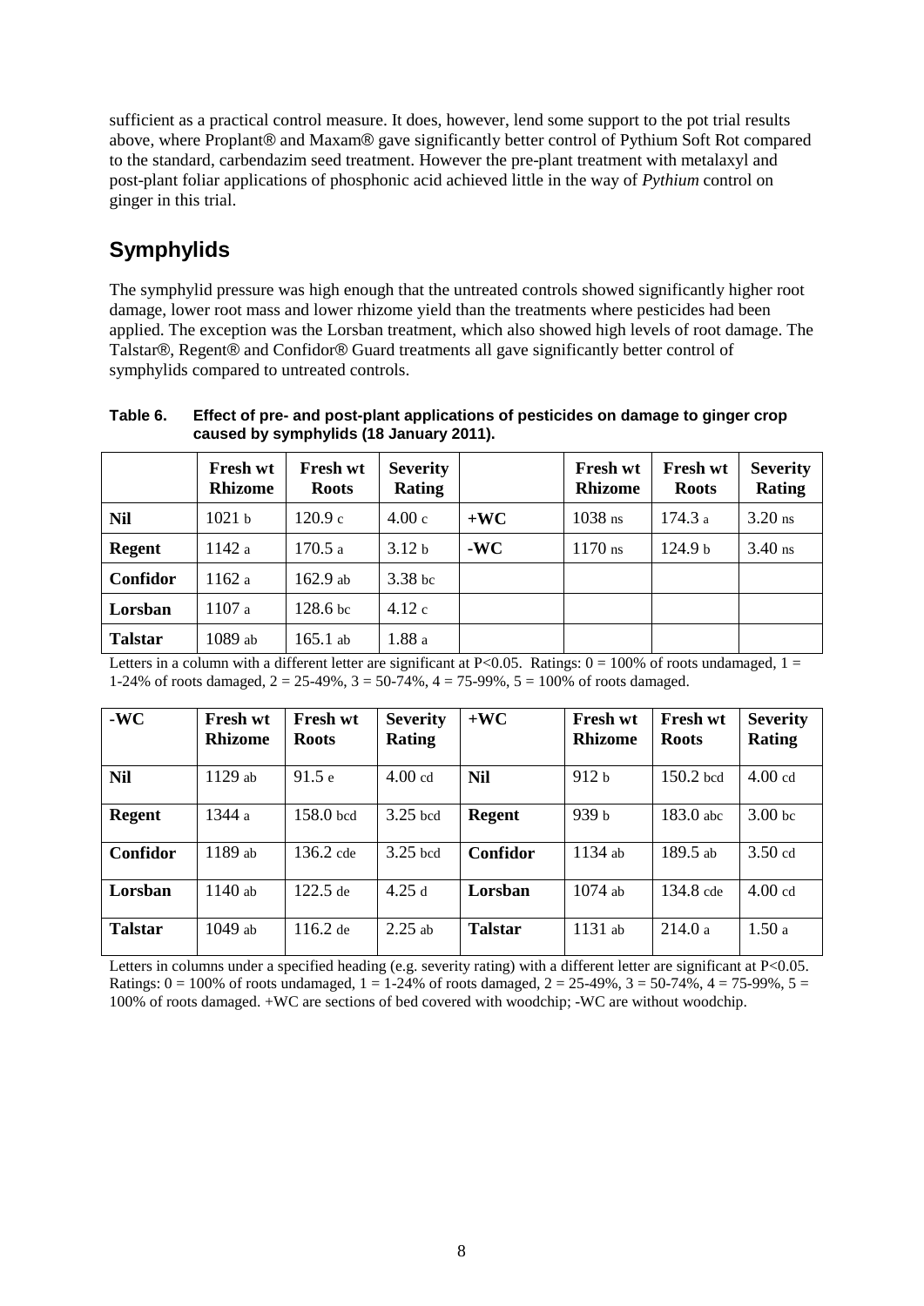sufficient as a practical control measure. It does, however, lend some support to the pot trial results above, where Proplant® and Maxam® gave significantly better control of Pythium Soft Rot compared to the standard, carbendazim seed treatment. However the pre-plant treatment with metalaxyl and post-plant foliar applications of phosphonic acid achieved little in the way of *Pythium* control on ginger in this trial.

## Symphylids

The symphylid pressure was high enough that the untreated controls showed significantly higher root damage, lower root mass and lower rhizome yield than the treatments where pesticides had been applied. The exception was the Lorsban treatment, which also showed high levels of root damage. The Talstar®, Regent® and Confidor® Guard treatments all gave significantly better control of symphylids compared to untreated controls.

**Table 6. Effect of pre- and post-plant applications of pesticides on damage to ginger crop caused by symphylids (18 January 2011).**

| | Fresh wt Rhizome | Fresh wt Roots | Severity Rating | | Fresh wt Rhizome | Fresh wt Roots | Severity Rating |
|---|---|---|---|---|---|---|---|
| **Nil** | 1021 b | 120.9 c | 4.00 c | **+WC** | 1038 ns | 174.3 a | 3.20 ns |
| **Regent** | 1142 a | 170.5 a | 3.12 b | **-WC** | 1170 ns | 124.9 b | 3.40 ns |
| **Confidor** | 1162 a | 162.9 ab | 3.38 bc | | | | |
| **Lorsban** | 1107 a | 128.6 bc | 4.12 c | | | | |
| **Talstar** | 1089 ab | 165.1 ab | 1.88 a | | | | |

Letters in a column with a different letter are significant at P<0.05. Ratings: 0 = 100% of roots undamaged, 1 = 1-24% of roots damaged, 2 = 25-49%, 3 = 50-74%, 4 = 75-99%, 5 = 100% of roots damaged.

| -WC | Fresh wt Rhizome | Fresh wt Roots | Severity Rating | +WC | Fresh wt Rhizome | Fresh wt Roots | Severity Rating |
|---|---|---|---|---|---|---|---|
| **Nil** | 1129 ab | 91.5 e | 4.00 cd | **Nil** | 912 b | 150.2 bcd | 4.00 cd |
| **Regent** | 1344 a | 158.0 bcd | 3.25 bcd | **Regent** | 939 b | 183.0 abc | 3.00 bc |
| **Confidor** | 1189 ab | 136.2 cde | 3.25 bcd | **Confidor** | 1134 ab | 189.5 ab | 3.50 cd |
| **Lorsban** | 1140 ab | 122.5 de | 4.25 d | **Lorsban** | 1074 ab | 134.8 cde | 4.00 cd |
| **Talstar** | 1049 ab | 116.2 de | 2.25 ab | **Talstar** | 1131 ab | 214.0 a | 1.50 a |

Letters in columns under a specified heading (e.g. severity rating) with a different letter are significant at P<0.05. Ratings: 0 = 100% of roots undamaged, 1 = 1-24% of roots damaged, 2 = 25-49%, 3 = 50-74%, 4 = 75-99%, 5 = 100% of roots damaged. +WC are sections of bed covered with woodchip; -WC are without woodchip.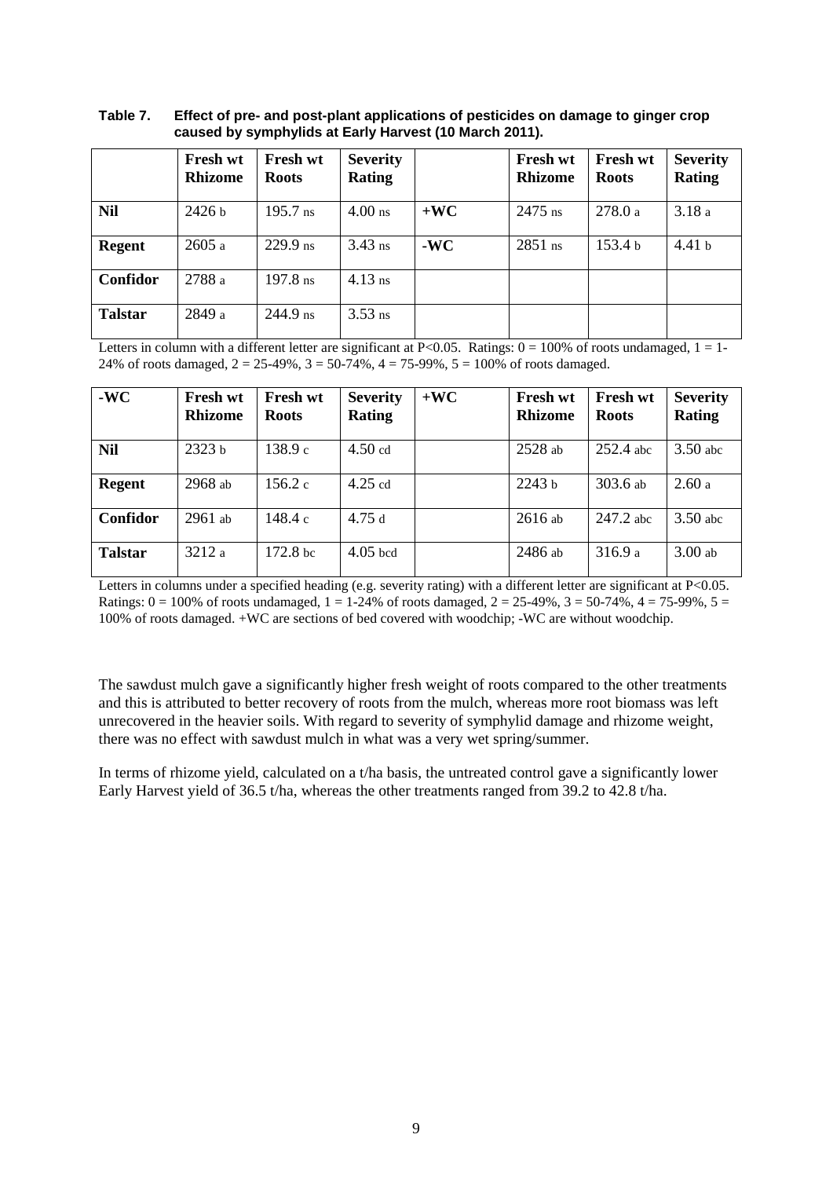**Table 7. Effect of pre- and post-plant applications of pesticides on damage to ginger crop caused by symphylids at Early Harvest (10 March 2011).**

| | Fresh wt Rhizome | Fresh wt Roots | Severity Rating | | Fresh wt Rhizome | Fresh wt Roots | Severity Rating |
|---|---|---|---|---|---|---|---|
| **Nil** | 2426 b | 195.7 ns | 4.00 ns | **+WC** | 2475 ns | 278.0 a | 3.18 a |
| **Regent** | 2605 a | 229.9 ns | 3.43 ns | **-WC** | 2851 ns | 153.4 b | 4.41 b |
| **Confidor** | 2788 a | 197.8 ns | 4.13 ns | | | | |
| **Talstar** | 2849 a | 244.9 ns | 3.53 ns | | | | |

Letters in column with a different letter are significant at P<0.05. Ratings: 0 = 100% of roots undamaged, 1 = 1-24% of roots damaged, 2 = 25-49%, 3 = 50-74%, 4 = 75-99%, 5 = 100% of roots damaged.

| -WC | Fresh wt Rhizome | Fresh wt Roots | Severity Rating | +WC | Fresh wt Rhizome | Fresh wt Roots | Severity Rating |
|---|---|---|---|---|---|---|---|
| **Nil** | 2323 b | 138.9 c | 4.50 cd | | 2528 ab | 252.4 abc | 3.50 abc |
| **Regent** | 2968 ab | 156.2 c | 4.25 cd | | 2243 b | 303.6 ab | 2.60 a |
| **Confidor** | 2961 ab | 148.4 c | 4.75 d | | 2616 ab | 247.2 abc | 3.50 abc |
| **Talstar** | 3212 a | 172.8 bc | 4.05 bcd | | 2486 ab | 316.9 a | 3.00 ab |

Letters in columns under a specified heading (e.g. severity rating) with a different letter are significant at P<0.05. Ratings: 0 = 100% of roots undamaged, 1 = 1-24% of roots damaged, 2 = 25-49%, 3 = 50-74%, 4 = 75-99%, 5 = 100% of roots damaged. +WC are sections of bed covered with woodchip; -WC are without woodchip.

The sawdust mulch gave a significantly higher fresh weight of roots compared to the other treatments and this is attributed to better recovery of roots from the mulch, whereas more root biomass was left unrecovered in the heavier soils. With regard to severity of symphylid damage and rhizome weight, there was no effect with sawdust mulch in what was a very wet spring/summer.

In terms of rhizome yield, calculated on a t/ha basis, the untreated control gave a significantly lower Early Harvest yield of 36.5 t/ha, whereas the other treatments ranged from 39.2 to 42.8 t/ha.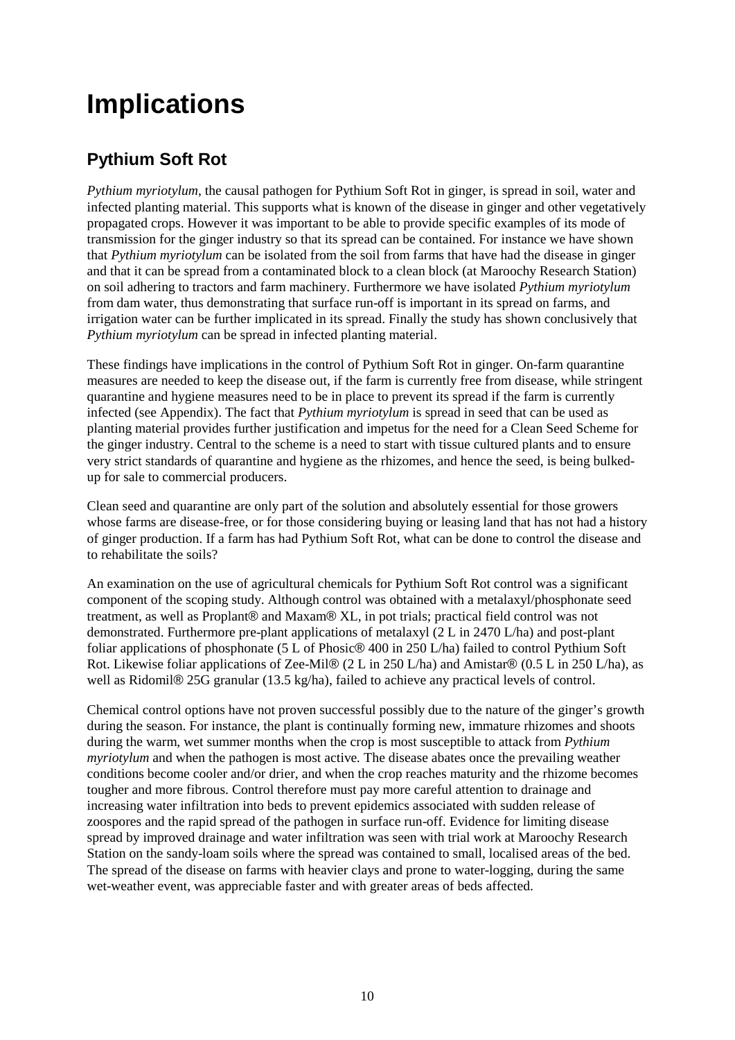# Implications

## Pythium Soft Rot

*Pythium myriotylum*, the causal pathogen for Pythium Soft Rot in ginger, is spread in soil, water and infected planting material. This supports what is known of the disease in ginger and other vegetatively propagated crops. However it was important to be able to provide specific examples of its mode of transmission for the ginger industry so that its spread can be contained. For instance we have shown that *Pythium myriotylum* can be isolated from the soil from farms that have had the disease in ginger and that it can be spread from a contaminated block to a clean block (at Maroochy Research Station) on soil adhering to tractors and farm machinery. Furthermore we have isolated *Pythium myriotylum* from dam water, thus demonstrating that surface run-off is important in its spread on farms, and irrigation water can be further implicated in its spread. Finally the study has shown conclusively that *Pythium myriotylum* can be spread in infected planting material.

These findings have implications in the control of Pythium Soft Rot in ginger. On-farm quarantine measures are needed to keep the disease out, if the farm is currently free from disease, while stringent quarantine and hygiene measures need to be in place to prevent its spread if the farm is currently infected (see Appendix). The fact that *Pythium myriotylum* is spread in seed that can be used as planting material provides further justification and impetus for the need for a Clean Seed Scheme for the ginger industry. Central to the scheme is a need to start with tissue cultured plants and to ensure very strict standards of quarantine and hygiene as the rhizomes, and hence the seed, is being bulked-up for sale to commercial producers.

Clean seed and quarantine are only part of the solution and absolutely essential for those growers whose farms are disease-free, or for those considering buying or leasing land that has not had a history of ginger production. If a farm has had Pythium Soft Rot, what can be done to control the disease and to rehabilitate the soils?

An examination on the use of agricultural chemicals for Pythium Soft Rot control was a significant component of the scoping study. Although control was obtained with a metalaxyl/phosphonate seed treatment, as well as Proplant® and Maxam® XL, in pot trials; practical field control was not demonstrated. Furthermore pre-plant applications of metalaxyl (2 L in 2470 L/ha) and post-plant foliar applications of phosphonate (5 L of Phosic® 400 in 250 L/ha) failed to control Pythium Soft Rot. Likewise foliar applications of Zee-Mil® (2 L in 250 L/ha) and Amistar® (0.5 L in 250 L/ha), as well as Ridomil® 25G granular (13.5 kg/ha), failed to achieve any practical levels of control.

Chemical control options have not proven successful possibly due to the nature of the ginger's growth during the season. For instance, the plant is continually forming new, immature rhizomes and shoots during the warm, wet summer months when the crop is most susceptible to attack from *Pythium myriotylum* and when the pathogen is most active. The disease abates once the prevailing weather conditions become cooler and/or drier, and when the crop reaches maturity and the rhizome becomes tougher and more fibrous. Control therefore must pay more careful attention to drainage and increasing water infiltration into beds to prevent epidemics associated with sudden release of zoospores and the rapid spread of the pathogen in surface run-off. Evidence for limiting disease spread by improved drainage and water infiltration was seen with trial work at Maroochy Research Station on the sandy-loam soils where the spread was contained to small, localised areas of the bed. The spread of the disease on farms with heavier clays and prone to water-logging, during the same wet-weather event, was appreciable faster and with greater areas of beds affected.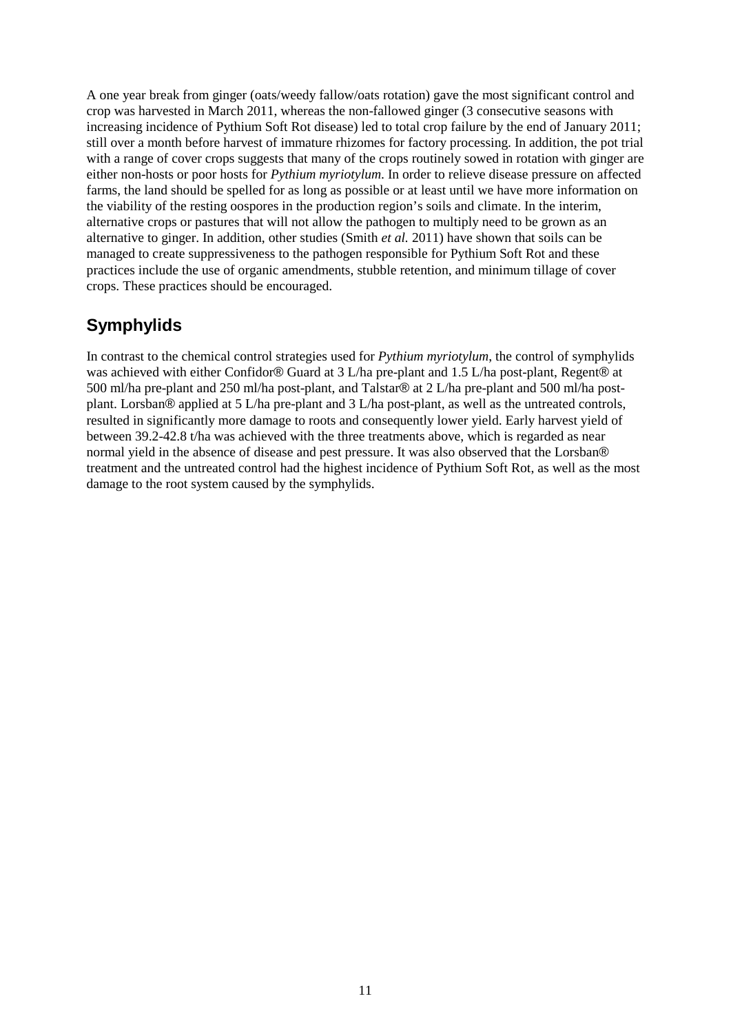A one year break from ginger (oats/weedy fallow/oats rotation) gave the most significant control and crop was harvested in March 2011, whereas the non-fallowed ginger (3 consecutive seasons with increasing incidence of Pythium Soft Rot disease) led to total crop failure by the end of January 2011; still over a month before harvest of immature rhizomes for factory processing. In addition, the pot trial with a range of cover crops suggests that many of the crops routinely sowed in rotation with ginger are either non-hosts or poor hosts for *Pythium myriotylum*. In order to relieve disease pressure on affected farms, the land should be spelled for as long as possible or at least until we have more information on the viability of the resting oospores in the production region's soils and climate. In the interim, alternative crops or pastures that will not allow the pathogen to multiply need to be grown as an alternative to ginger. In addition, other studies (Smith *et al.* 2011) have shown that soils can be managed to create suppressiveness to the pathogen responsible for Pythium Soft Rot and these practices include the use of organic amendments, stubble retention, and minimum tillage of cover crops. These practices should be encouraged.

## Symphylids

In contrast to the chemical control strategies used for *Pythium myriotylum*, the control of symphylids was achieved with either Confidor® Guard at 3 L/ha pre-plant and 1.5 L/ha post-plant, Regent® at 500 ml/ha pre-plant and 250 ml/ha post-plant, and Talstar® at 2 L/ha pre-plant and 500 ml/ha post-plant. Lorsban® applied at 5 L/ha pre-plant and 3 L/ha post-plant, as well as the untreated controls, resulted in significantly more damage to roots and consequently lower yield. Early harvest yield of between 39.2-42.8 t/ha was achieved with the three treatments above, which is regarded as near normal yield in the absence of disease and pest pressure. It was also observed that the Lorsban® treatment and the untreated control had the highest incidence of Pythium Soft Rot, as well as the most damage to the root system caused by the symphylids.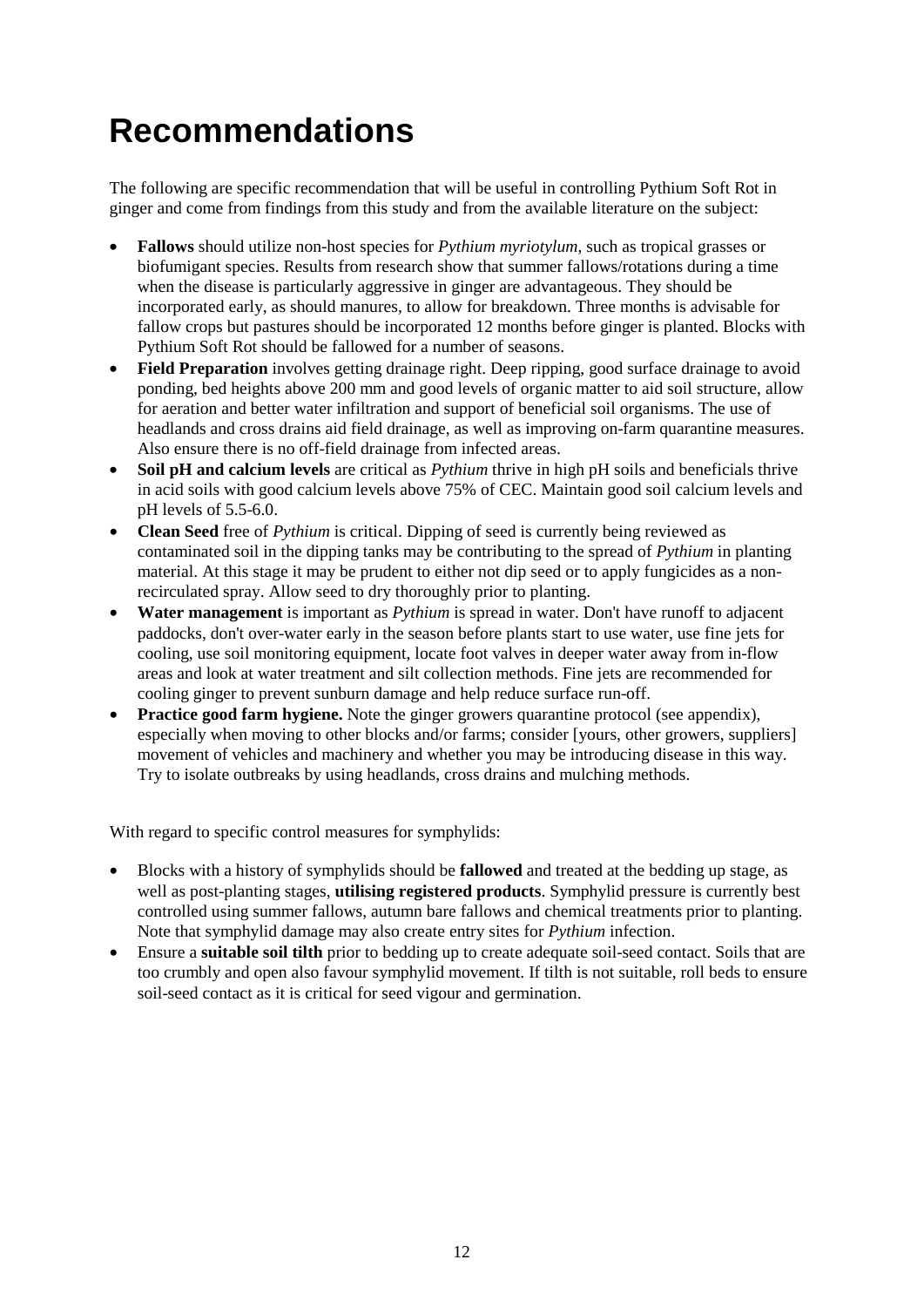# Recommendations

The following are specific recommendation that will be useful in controlling Pythium Soft Rot in ginger and come from findings from this study and from the available literature on the subject:

- **Fallows** should utilize non-host species for *Pythium myriotylum*, such as tropical grasses or biofumigant species. Results from research show that summer fallows/rotations during a time when the disease is particularly aggressive in ginger are advantageous. They should be incorporated early, as should manures, to allow for breakdown. Three months is advisable for fallow crops but pastures should be incorporated 12 months before ginger is planted. Blocks with Pythium Soft Rot should be fallowed for a number of seasons.
- **Field Preparation** involves getting drainage right. Deep ripping, good surface drainage to avoid ponding, bed heights above 200 mm and good levels of organic matter to aid soil structure, allow for aeration and better water infiltration and support of beneficial soil organisms. The use of headlands and cross drains aid field drainage, as well as improving on-farm quarantine measures. Also ensure there is no off-field drainage from infected areas.
- **Soil pH and calcium levels** are critical as *Pythium* thrive in high pH soils and beneficials thrive in acid soils with good calcium levels above 75% of CEC. Maintain good soil calcium levels and pH levels of 5.5-6.0.
- **Clean Seed** free of *Pythium* is critical. Dipping of seed is currently being reviewed as contaminated soil in the dipping tanks may be contributing to the spread of *Pythium* in planting material. At this stage it may be prudent to either not dip seed or to apply fungicides as a non-recirculated spray. Allow seed to dry thoroughly prior to planting.
- **Water management** is important as *Pythium* is spread in water. Don't have runoff to adjacent paddocks, don't over-water early in the season before plants start to use water, use fine jets for cooling, use soil monitoring equipment, locate foot valves in deeper water away from in-flow areas and look at water treatment and silt collection methods. Fine jets are recommended for cooling ginger to prevent sunburn damage and help reduce surface run-off.
- **Practice good farm hygiene.** Note the ginger growers quarantine protocol (see appendix), especially when moving to other blocks and/or farms; consider [yours, other growers, suppliers] movement of vehicles and machinery and whether you may be introducing disease in this way. Try to isolate outbreaks by using headlands, cross drains and mulching methods.

With regard to specific control measures for symphylids:

- Blocks with a history of symphylids should be **fallowed** and treated at the bedding up stage, as well as post-planting stages, **utilising registered products**. Symphylid pressure is currently best controlled using summer fallows, autumn bare fallows and chemical treatments prior to planting. Note that symphylid damage may also create entry sites for *Pythium* infection.
- Ensure a **suitable soil tilth** prior to bedding up to create adequate soil-seed contact. Soils that are too crumbly and open also favour symphylid movement. If tilth is not suitable, roll beds to ensure soil-seed contact as it is critical for seed vigour and germination.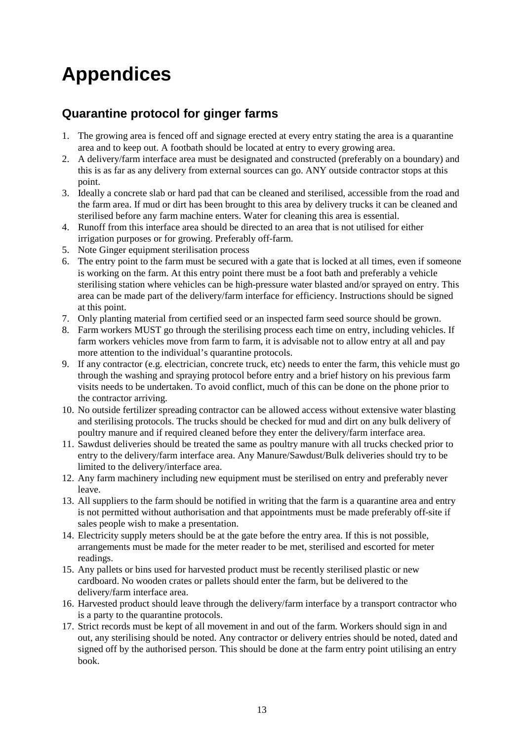# Appendices

## Quarantine protocol for ginger farms

1. The growing area is fenced off and signage erected at every entry stating the area is a quarantine area and to keep out. A footbath should be located at entry to every growing area.
2. A delivery/farm interface area must be designated and constructed (preferably on a boundary) and this is as far as any delivery from external sources can go. ANY outside contractor stops at this point.
3. Ideally a concrete slab or hard pad that can be cleaned and sterilised, accessible from the road and the farm area. If mud or dirt has been brought to this area by delivery trucks it can be cleaned and sterilised before any farm machine enters. Water for cleaning this area is essential.
4. Runoff from this interface area should be directed to an area that is not utilised for either irrigation purposes or for growing. Preferably off-farm.
5. Note Ginger equipment sterilisation process
6. The entry point to the farm must be secured with a gate that is locked at all times, even if someone is working on the farm. At this entry point there must be a foot bath and preferably a vehicle sterilising station where vehicles can be high-pressure water blasted and/or sprayed on entry. This area can be made part of the delivery/farm interface for efficiency. Instructions should be signed at this point.
7. Only planting material from certified seed or an inspected farm seed source should be grown.
8. Farm workers MUST go through the sterilising process each time on entry, including vehicles. If farm workers vehicles move from farm to farm, it is advisable not to allow entry at all and pay more attention to the individual's quarantine protocols.
9. If any contractor (e.g. electrician, concrete truck, etc) needs to enter the farm, this vehicle must go through the washing and spraying protocol before entry and a brief history on his previous farm visits needs to be undertaken. To avoid conflict, much of this can be done on the phone prior to the contractor arriving.
10. No outside fertilizer spreading contractor can be allowed access without extensive water blasting and sterilising protocols. The trucks should be checked for mud and dirt on any bulk delivery of poultry manure and if required cleaned before they enter the delivery/farm interface area.
11. Sawdust deliveries should be treated the same as poultry manure with all trucks checked prior to entry to the delivery/farm interface area. Any Manure/Sawdust/Bulk deliveries should try to be limited to the delivery/interface area.
12. Any farm machinery including new equipment must be sterilised on entry and preferably never leave.
13. All suppliers to the farm should be notified in writing that the farm is a quarantine area and entry is not permitted without authorisation and that appointments must be made preferably off-site if sales people wish to make a presentation.
14. Electricity supply meters should be at the gate before the entry area. If this is not possible, arrangements must be made for the meter reader to be met, sterilised and escorted for meter readings.
15. Any pallets or bins used for harvested product must be recently sterilised plastic or new cardboard. No wooden crates or pallets should enter the farm, but be delivered to the delivery/farm interface area.
16. Harvested product should leave through the delivery/farm interface by a transport contractor who is a party to the quarantine protocols.
17. Strict records must be kept of all movement in and out of the farm. Workers should sign in and out, any sterilising should be noted. Any contractor or delivery entries should be noted, dated and signed off by the authorised person. This should be done at the farm entry point utilising an entry book.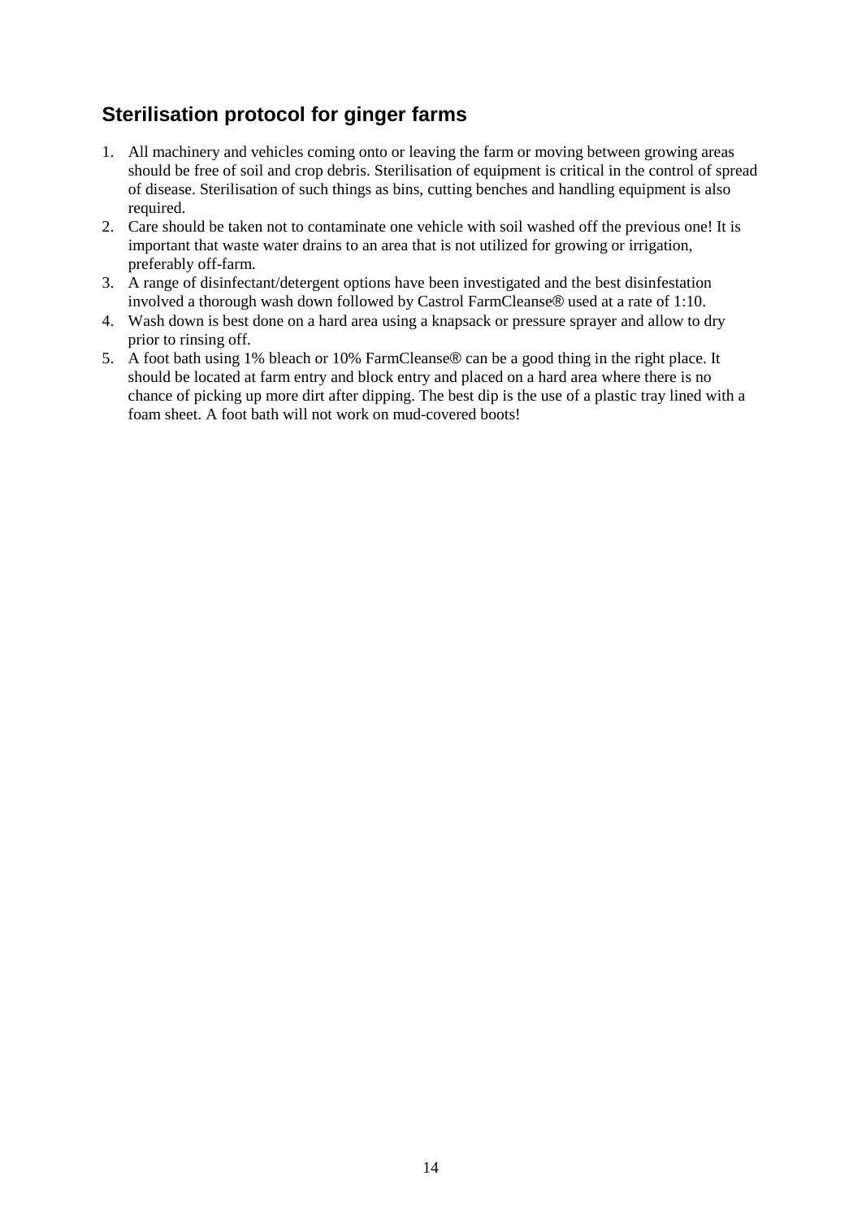## Sterilisation protocol for ginger farms

1. All machinery and vehicles coming onto or leaving the farm or moving between growing areas should be free of soil and crop debris. Sterilisation of equipment is critical in the control of spread of disease. Sterilisation of such things as bins, cutting benches and handling equipment is also required.
2. Care should be taken not to contaminate one vehicle with soil washed off the previous one! It is important that waste water drains to an area that is not utilized for growing or irrigation, preferably off-farm.
3. A range of disinfectant/detergent options have been investigated and the best disinfestation involved a thorough wash down followed by Castrol FarmCleanse® used at a rate of 1:10.
4. Wash down is best done on a hard area using a knapsack or pressure sprayer and allow to dry prior to rinsing off.
5. A foot bath using 1% bleach or 10% FarmCleanse® can be a good thing in the right place. It should be located at farm entry and block entry and placed on a hard area where there is no chance of picking up more dirt after dipping. The best dip is the use of a plastic tray lined with a foam sheet. A foot bath will not work on mud-covered boots!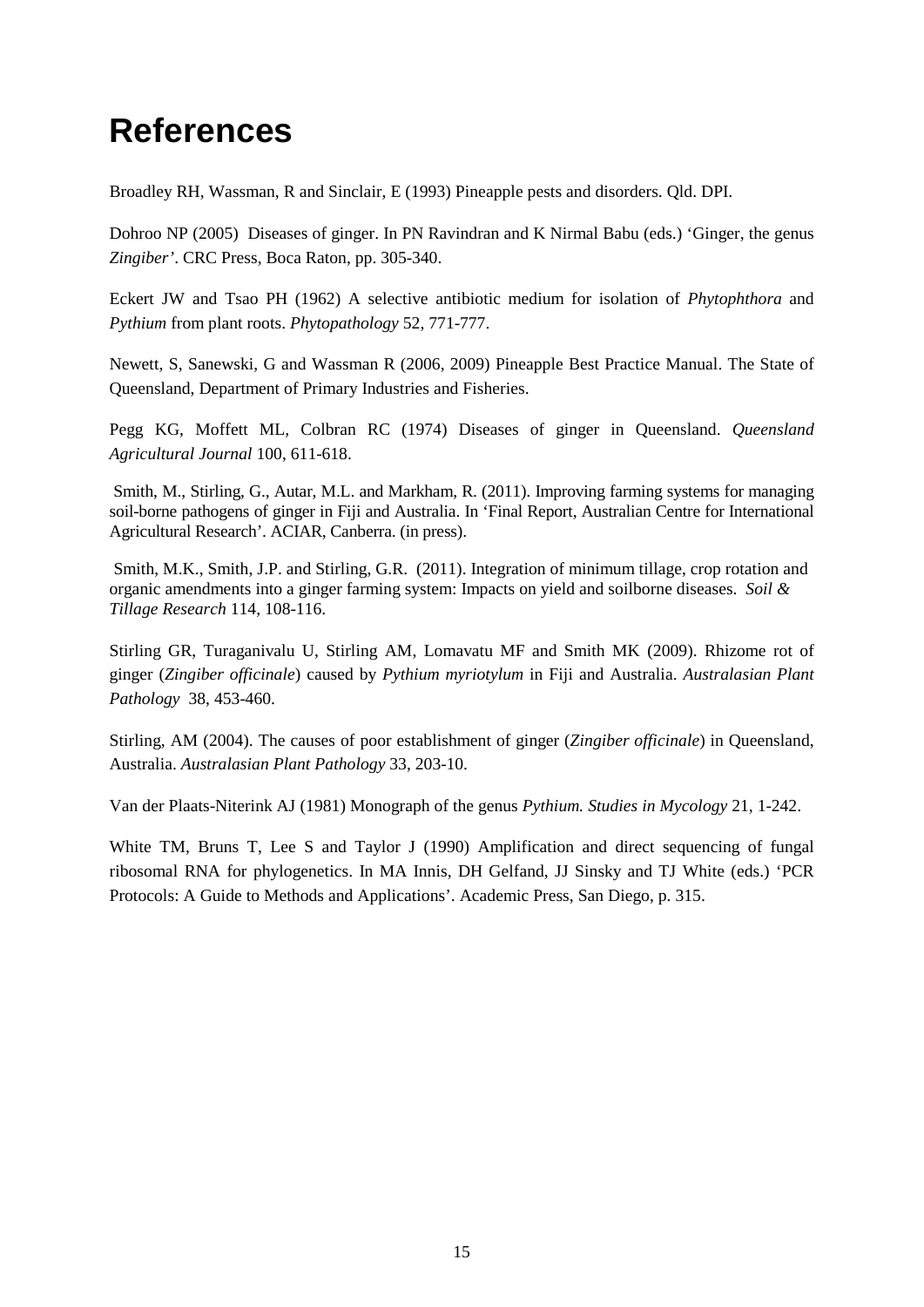# References

Broadley RH, Wassman, R and Sinclair, E (1993) Pineapple pests and disorders. Qld. DPI.

Dohroo NP (2005) Diseases of ginger. In PN Ravindran and K Nirmal Babu (eds.) 'Ginger, the genus *Zingiber*'. CRC Press, Boca Raton, pp. 305-340.

Eckert JW and Tsao PH (1962) A selective antibiotic medium for isolation of *Phytophthora* and *Pythium* from plant roots. *Phytopathology* 52, 771-777.

Newett, S, Sanewski, G and Wassman R (2006, 2009) Pineapple Best Practice Manual. The State of Queensland, Department of Primary Industries and Fisheries.

Pegg KG, Moffett ML, Colbran RC (1974) Diseases of ginger in Queensland. *Queensland Agricultural Journal* 100, 611-618.

Smith, M., Stirling, G., Autar, M.L. and Markham, R. (2011). Improving farming systems for managing soil-borne pathogens of ginger in Fiji and Australia. In 'Final Report, Australian Centre for International Agricultural Research'. ACIAR, Canberra. (in press).

Smith, M.K., Smith, J.P. and Stirling, G.R. (2011). Integration of minimum tillage, crop rotation and organic amendments into a ginger farming system: Impacts on yield and soilborne diseases. *Soil & Tillage Research* 114, 108-116.

Stirling GR, Turaganivalu U, Stirling AM, Lomavatu MF and Smith MK (2009). Rhizome rot of ginger (*Zingiber officinale*) caused by *Pythium myriotylum* in Fiji and Australia. *Australasian Plant Pathology* 38, 453-460.

Stirling, AM (2004). The causes of poor establishment of ginger (*Zingiber officinale*) in Queensland, Australia. *Australasian Plant Pathology* 33, 203-10.

Van der Plaats-Niterink AJ (1981) Monograph of the genus *Pythium. Studies in Mycology* 21, 1-242.

White TM, Bruns T, Lee S and Taylor J (1990) Amplification and direct sequencing of fungal ribosomal RNA for phylogenetics. In MA Innis, DH Gelfand, JJ Sinsky and TJ White (eds.) 'PCR Protocols: A Guide to Methods and Applications'. Academic Press, San Diego, p. 315.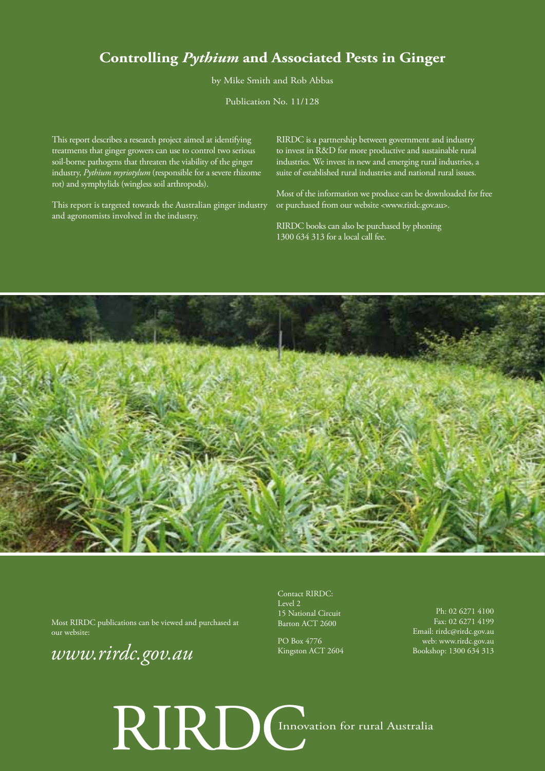# Controlling *Pythium* and Associated Pests in Ginger

by Mike Smith and Rob Abbas

Publication No. 11/128

This report describes a research project aimed at identifying treatments that ginger growers can use to control two serious soil-borne pathogens that threaten the viability of the ginger industry, *Pythium myriotylum* (responsible for a severe rhizome rot) and symphylids (wingless soil arthropods).

This report is targeted towards the Australian ginger industry and agronomists involved in the industry.

RIRDC is a partnership between government and industry to invest in R&D for more productive and sustainable rural industries. We invest in new and emerging rural industries, a suite of established rural industries and national rural issues.

Most of the information we produce can be downloaded for free or purchased from our website <www.rirdc.gov.au>.

RIRDC books can also be purchased by phoning 1300 634 313 for a local call fee.

Most RIRDC publications can be viewed and purchased at our website:

*www.rirdc.gov.au*

Contact RIRDC:
Level 2
15 National Circuit
Barton ACT 2600

PO Box 4776
Kingston ACT 2604

Ph: 02 6271 4100
Fax: 02 6271 4199
Email: rirdc@rirdc.gov.au
web: www.rirdc.gov.au
Bookshop: 1300 634 313

RIRDC Innovation for rural Australia